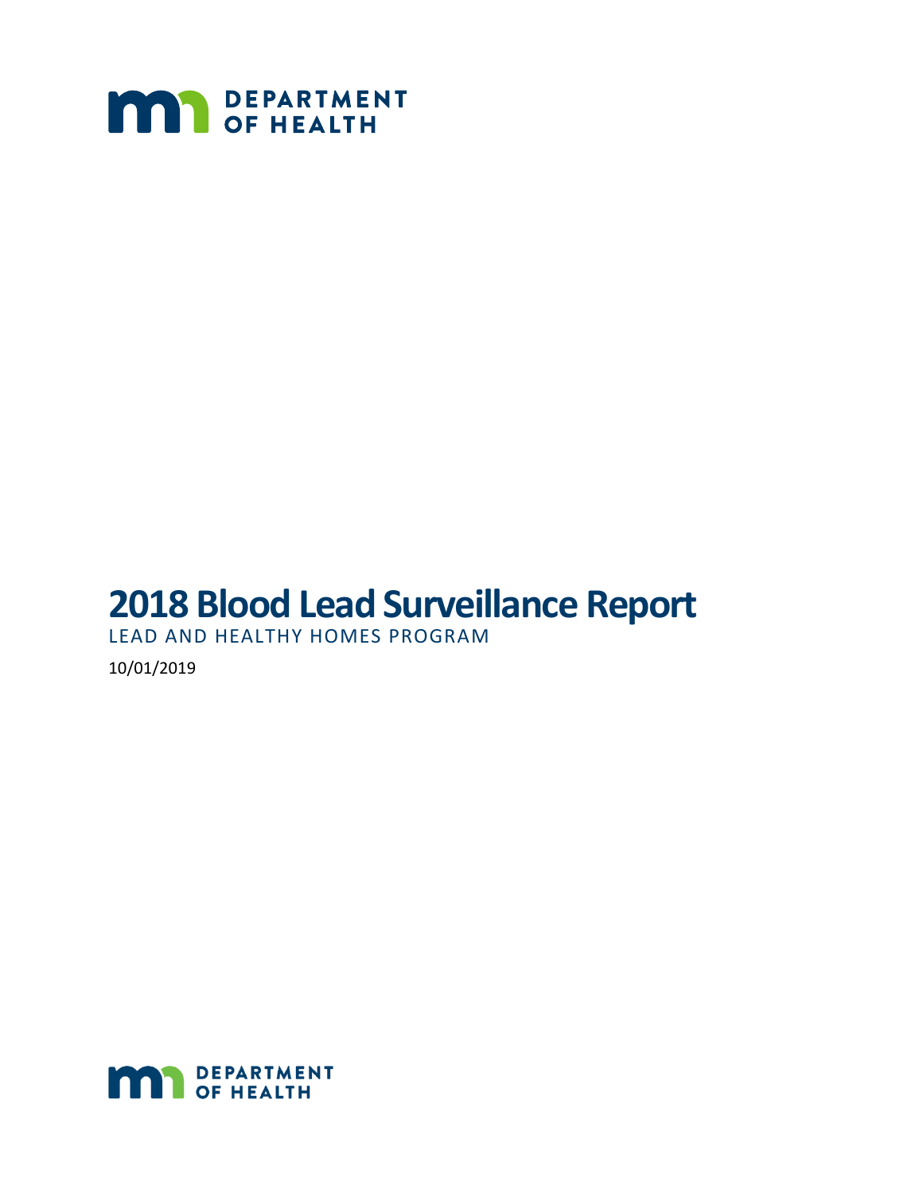DEPARTMENT OF HEALTH

# 2018 Blood Lead Surveillance Report

LEAD AND HEALTHY HOMES PROGRAM

10/01/2019

DEPARTMENT OF HEALTH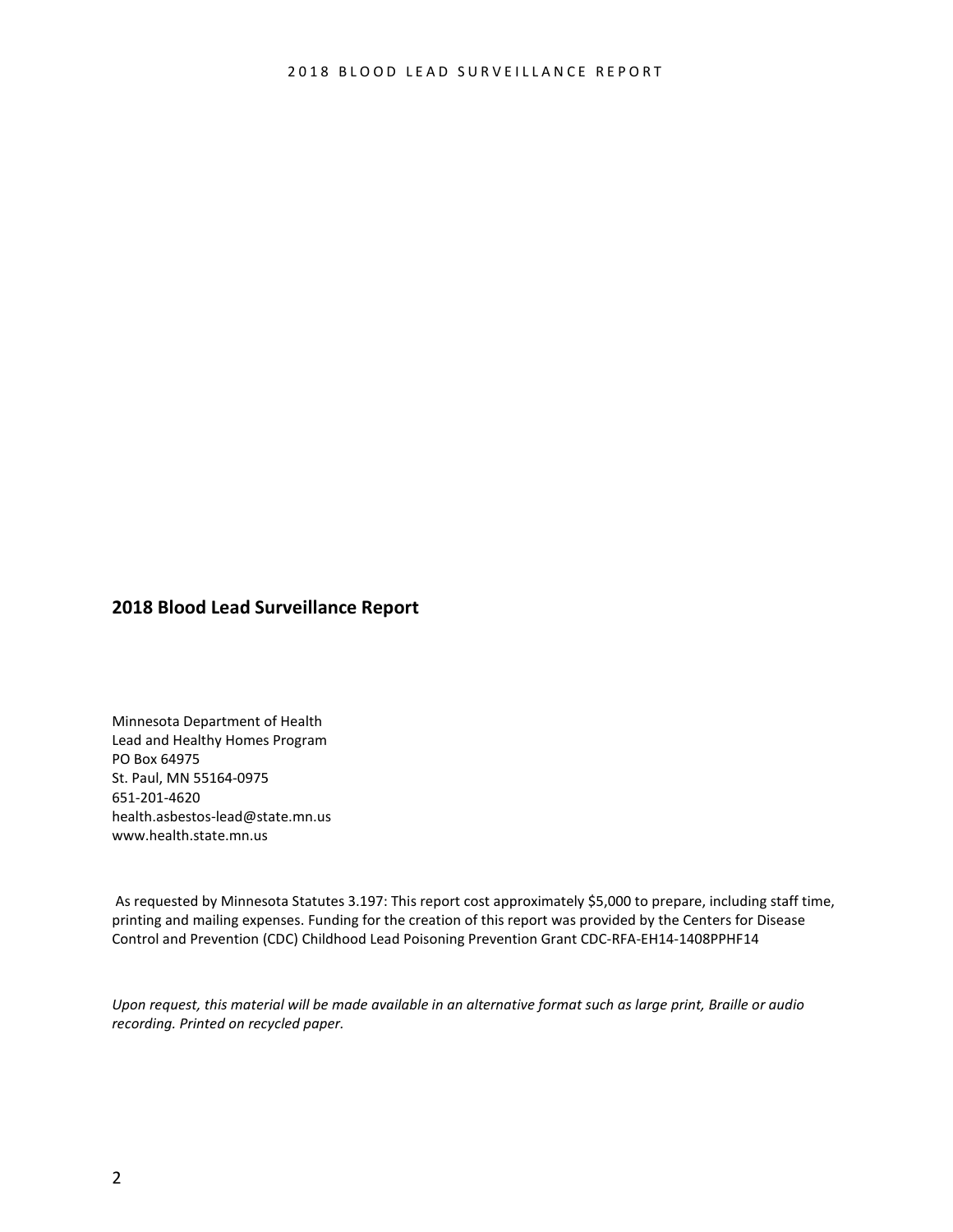## 2018 Blood Lead Surveillance Report

Minnesota Department of Health  
Lead and Healthy Homes Program  
PO Box 64975  
St. Paul, MN 55164-0975  
651-201-4620  
health.asbestos-lead@state.mn.us  
www.health.state.mn.us

As requested by Minnesota Statutes 3.197: This report cost approximately $5,000 to prepare, including staff time, printing and mailing expenses. Funding for the creation of this report was provided by the Centers for Disease Control and Prevention (CDC) Childhood Lead Poisoning Prevention Grant CDC-RFA-EH14-1408PPHF14

*Upon request, this material will be made available in an alternative format such as large print, Braille or audio recording. Printed on recycled paper.*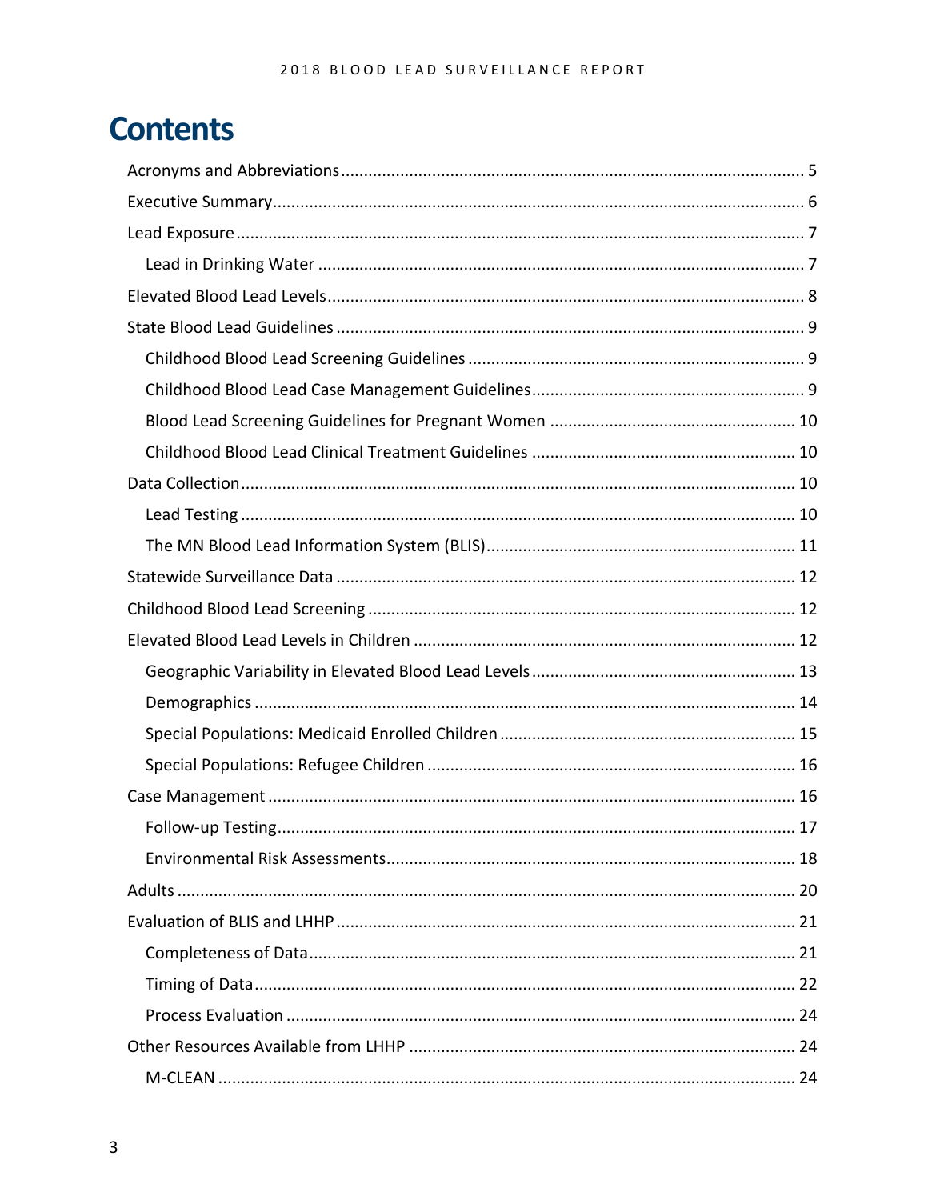# Contents

- Acronyms and Abbreviations .......... 5
- Executive Summary .......... 6
- Lead Exposure .......... 7
    - Lead in Drinking Water .......... 7
- Elevated Blood Lead Levels .......... 8
- State Blood Lead Guidelines .......... 9
    - Childhood Blood Lead Screening Guidelines .......... 9
    - Childhood Blood Lead Case Management Guidelines .......... 9
    - Blood Lead Screening Guidelines for Pregnant Women .......... 10
    - Childhood Blood Lead Clinical Treatment Guidelines .......... 10
- Data Collection .......... 10
    - Lead Testing .......... 10
    - The MN Blood Lead Information System (BLIS) .......... 11
- Statewide Surveillance Data .......... 12
- Childhood Blood Lead Screening .......... 12
- Elevated Blood Lead Levels in Children .......... 12
    - Geographic Variability in Elevated Blood Lead Levels .......... 13
    - Demographics .......... 14
    - Special Populations: Medicaid Enrolled Children .......... 15
    - Special Populations: Refugee Children .......... 16
- Case Management .......... 16
    - Follow-up Testing .......... 17
    - Environmental Risk Assessments .......... 18
- Adults .......... 20
- Evaluation of BLIS and LHHP .......... 21
    - Completeness of Data .......... 21
    - Timing of Data .......... 22
    - Process Evaluation .......... 24
- Other Resources Available from LHHP .......... 24
    - M-CLEAN .......... 24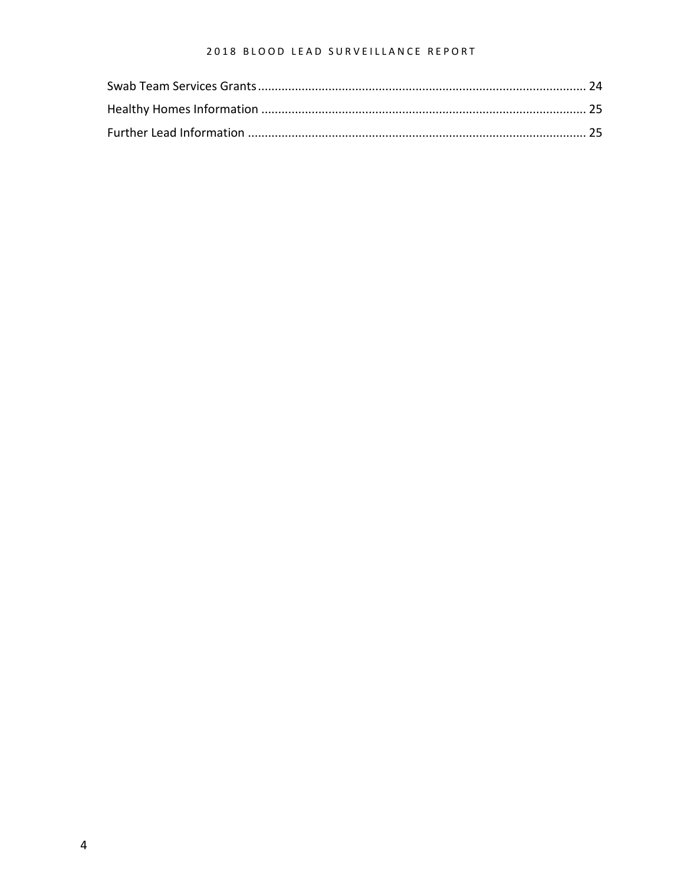Swab Team Services Grants ................................................................................................ 24

Healthy Homes Information ............................................................................................... 25

Further Lead Information ................................................................................................... 25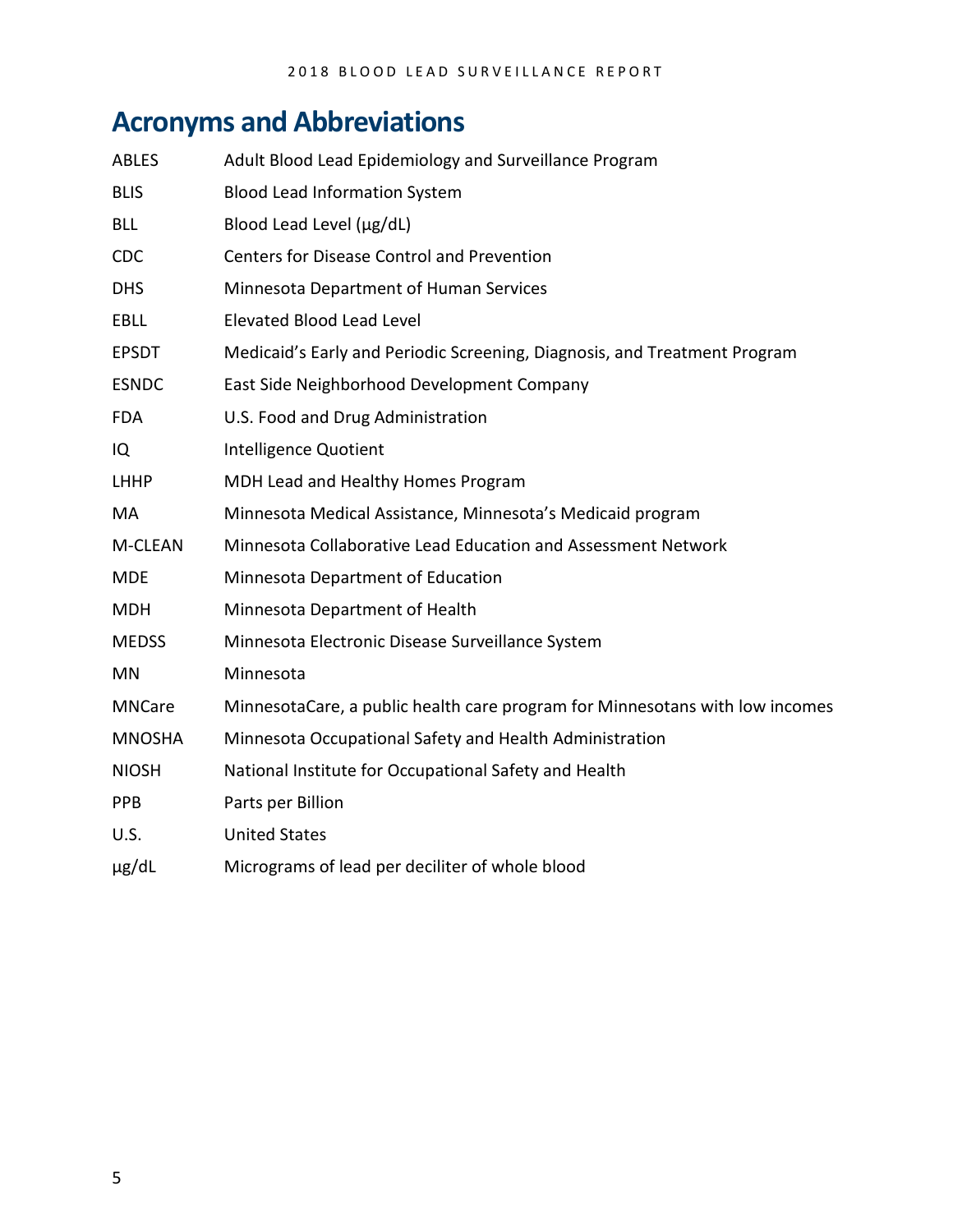# Acronyms and Abbreviations

| | |
|---|---|
| ABLES | Adult Blood Lead Epidemiology and Surveillance Program |
| BLIS | Blood Lead Information System |
| BLL | Blood Lead Level (µg/dL) |
| CDC | Centers for Disease Control and Prevention |
| DHS | Minnesota Department of Human Services |
| EBLL | Elevated Blood Lead Level |
| EPSDT | Medicaid's Early and Periodic Screening, Diagnosis, and Treatment Program |
| ESNDC | East Side Neighborhood Development Company |
| FDA | U.S. Food and Drug Administration |
| IQ | Intelligence Quotient |
| LHHP | MDH Lead and Healthy Homes Program |
| MA | Minnesota Medical Assistance, Minnesota's Medicaid program |
| M-CLEAN | Minnesota Collaborative Lead Education and Assessment Network |
| MDE | Minnesota Department of Education |
| MDH | Minnesota Department of Health |
| MEDSS | Minnesota Electronic Disease Surveillance System |
| MN | Minnesota |
| MNCare | MinnesotaCare, a public health care program for Minnesotans with low incomes |
| MNOSHA | Minnesota Occupational Safety and Health Administration |
| NIOSH | National Institute for Occupational Safety and Health |
| PPB | Parts per Billion |
| U.S. | United States |
| µg/dL | Micrograms of lead per deciliter of whole blood |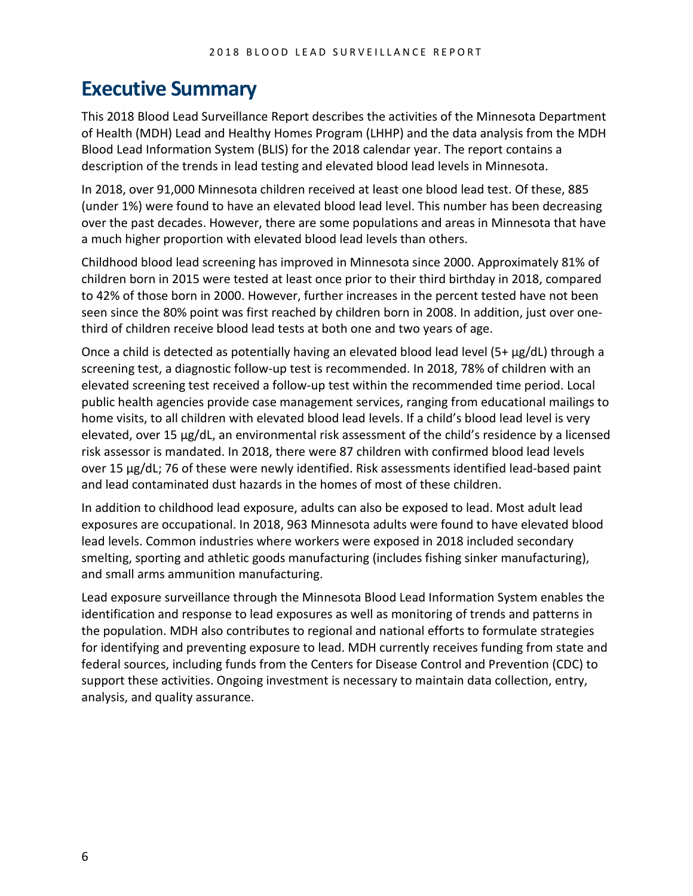# Executive Summary

This 2018 Blood Lead Surveillance Report describes the activities of the Minnesota Department of Health (MDH) Lead and Healthy Homes Program (LHHP) and the data analysis from the MDH Blood Lead Information System (BLIS) for the 2018 calendar year. The report contains a description of the trends in lead testing and elevated blood lead levels in Minnesota.

In 2018, over 91,000 Minnesota children received at least one blood lead test. Of these, 885 (under 1%) were found to have an elevated blood lead level. This number has been decreasing over the past decades. However, there are some populations and areas in Minnesota that have a much higher proportion with elevated blood lead levels than others.

Childhood blood lead screening has improved in Minnesota since 2000. Approximately 81% of children born in 2015 were tested at least once prior to their third birthday in 2018, compared to 42% of those born in 2000. However, further increases in the percent tested have not been seen since the 80% point was first reached by children born in 2008. In addition, just over one-third of children receive blood lead tests at both one and two years of age.

Once a child is detected as potentially having an elevated blood lead level (5+ µg/dL) through a screening test, a diagnostic follow-up test is recommended. In 2018, 78% of children with an elevated screening test received a follow-up test within the recommended time period. Local public health agencies provide case management services, ranging from educational mailings to home visits, to all children with elevated blood lead levels. If a child's blood lead level is very elevated, over 15 µg/dL, an environmental risk assessment of the child's residence by a licensed risk assessor is mandated. In 2018, there were 87 children with confirmed blood lead levels over 15 µg/dL; 76 of these were newly identified. Risk assessments identified lead-based paint and lead contaminated dust hazards in the homes of most of these children.

In addition to childhood lead exposure, adults can also be exposed to lead. Most adult lead exposures are occupational. In 2018, 963 Minnesota adults were found to have elevated blood lead levels. Common industries where workers were exposed in 2018 included secondary smelting, sporting and athletic goods manufacturing (includes fishing sinker manufacturing), and small arms ammunition manufacturing.

Lead exposure surveillance through the Minnesota Blood Lead Information System enables the identification and response to lead exposures as well as monitoring of trends and patterns in the population. MDH also contributes to regional and national efforts to formulate strategies for identifying and preventing exposure to lead. MDH currently receives funding from state and federal sources, including funds from the Centers for Disease Control and Prevention (CDC) to support these activities. Ongoing investment is necessary to maintain data collection, entry, analysis, and quality assurance.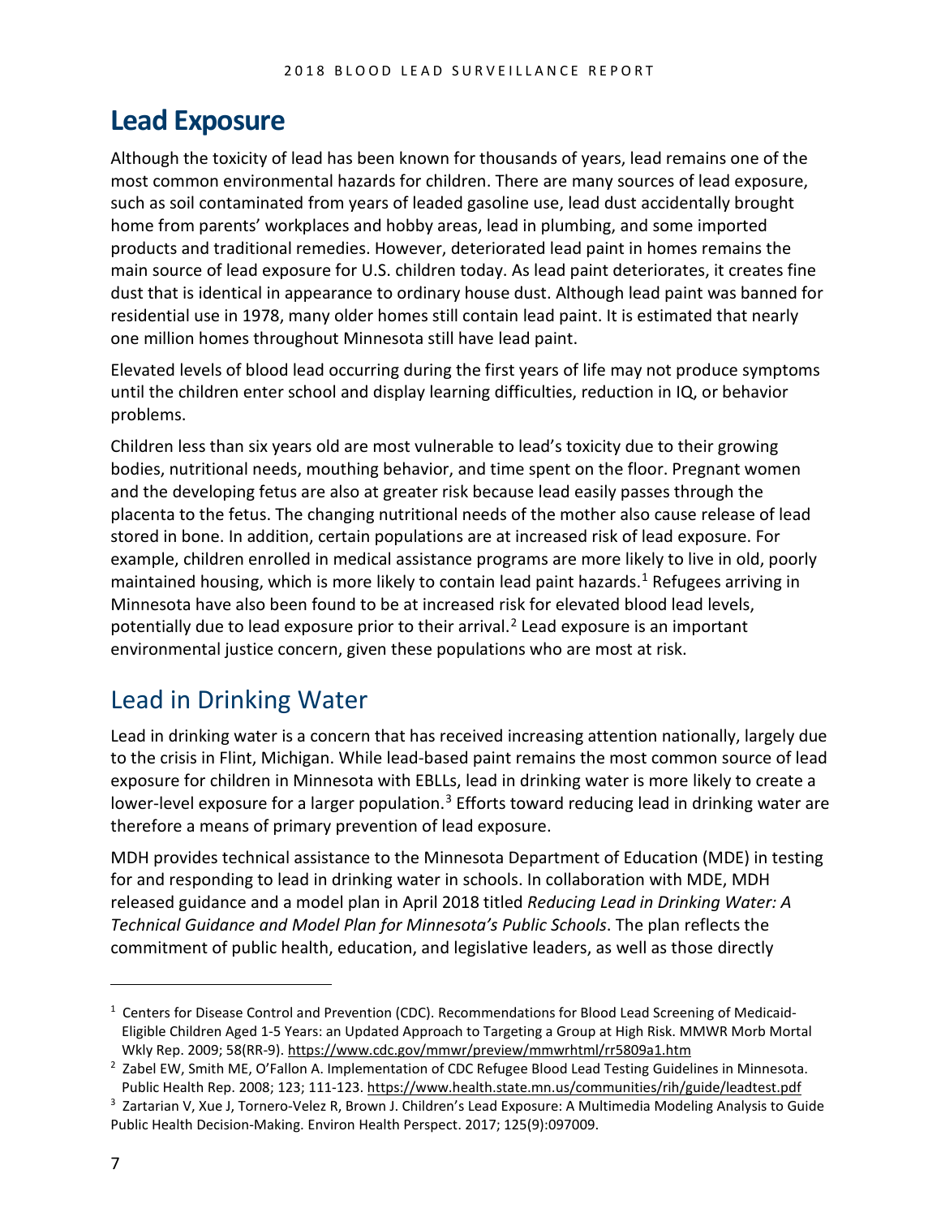# Lead Exposure

Although the toxicity of lead has been known for thousands of years, lead remains one of the most common environmental hazards for children. There are many sources of lead exposure, such as soil contaminated from years of leaded gasoline use, lead dust accidentally brought home from parents' workplaces and hobby areas, lead in plumbing, and some imported products and traditional remedies. However, deteriorated lead paint in homes remains the main source of lead exposure for U.S. children today. As lead paint deteriorates, it creates fine dust that is identical in appearance to ordinary house dust. Although lead paint was banned for residential use in 1978, many older homes still contain lead paint. It is estimated that nearly one million homes throughout Minnesota still have lead paint.

Elevated levels of blood lead occurring during the first years of life may not produce symptoms until the children enter school and display learning difficulties, reduction in IQ, or behavior problems.

Children less than six years old are most vulnerable to lead's toxicity due to their growing bodies, nutritional needs, mouthing behavior, and time spent on the floor. Pregnant women and the developing fetus are also at greater risk because lead easily passes through the placenta to the fetus. The changing nutritional needs of the mother also cause release of lead stored in bone. In addition, certain populations are at increased risk of lead exposure. For example, children enrolled in medical assistance programs are more likely to live in old, poorly maintained housing, which is more likely to contain lead paint hazards.[1] Refugees arriving in Minnesota have also been found to be at increased risk for elevated blood lead levels, potentially due to lead exposure prior to their arrival.[2] Lead exposure is an important environmental justice concern, given these populations who are most at risk.

## Lead in Drinking Water

Lead in drinking water is a concern that has received increasing attention nationally, largely due to the crisis in Flint, Michigan. While lead-based paint remains the most common source of lead exposure for children in Minnesota with EBLLs, lead in drinking water is more likely to create a lower-level exposure for a larger population.[3] Efforts toward reducing lead in drinking water are therefore a means of primary prevention of lead exposure.

MDH provides technical assistance to the Minnesota Department of Education (MDE) in testing for and responding to lead in drinking water in schools. In collaboration with MDE, MDH released guidance and a model plan in April 2018 titled *Reducing Lead in Drinking Water: A Technical Guidance and Model Plan for Minnesota's Public Schools*. The plan reflects the commitment of public health, education, and legislative leaders, as well as those directly

---

[1] Centers for Disease Control and Prevention (CDC). Recommendations for Blood Lead Screening of Medicaid-Eligible Children Aged 1-5 Years: an Updated Approach to Targeting a Group at High Risk. MMWR Morb Mortal Wkly Rep. 2009; 58(RR-9). https://www.cdc.gov/mmwr/preview/mmwrhtml/rr5809a1.htm

[2] Zabel EW, Smith ME, O'Fallon A. Implementation of CDC Refugee Blood Lead Testing Guidelines in Minnesota. Public Health Rep. 2008; 123; 111-123. https://www.health.state.mn.us/communities/rih/guide/leadtest.pdf

[3] Zartarian V, Xue J, Tornero-Velez R, Brown J. Children's Lead Exposure: A Multimedia Modeling Analysis to Guide Public Health Decision-Making. Environ Health Perspect. 2017; 125(9):097009.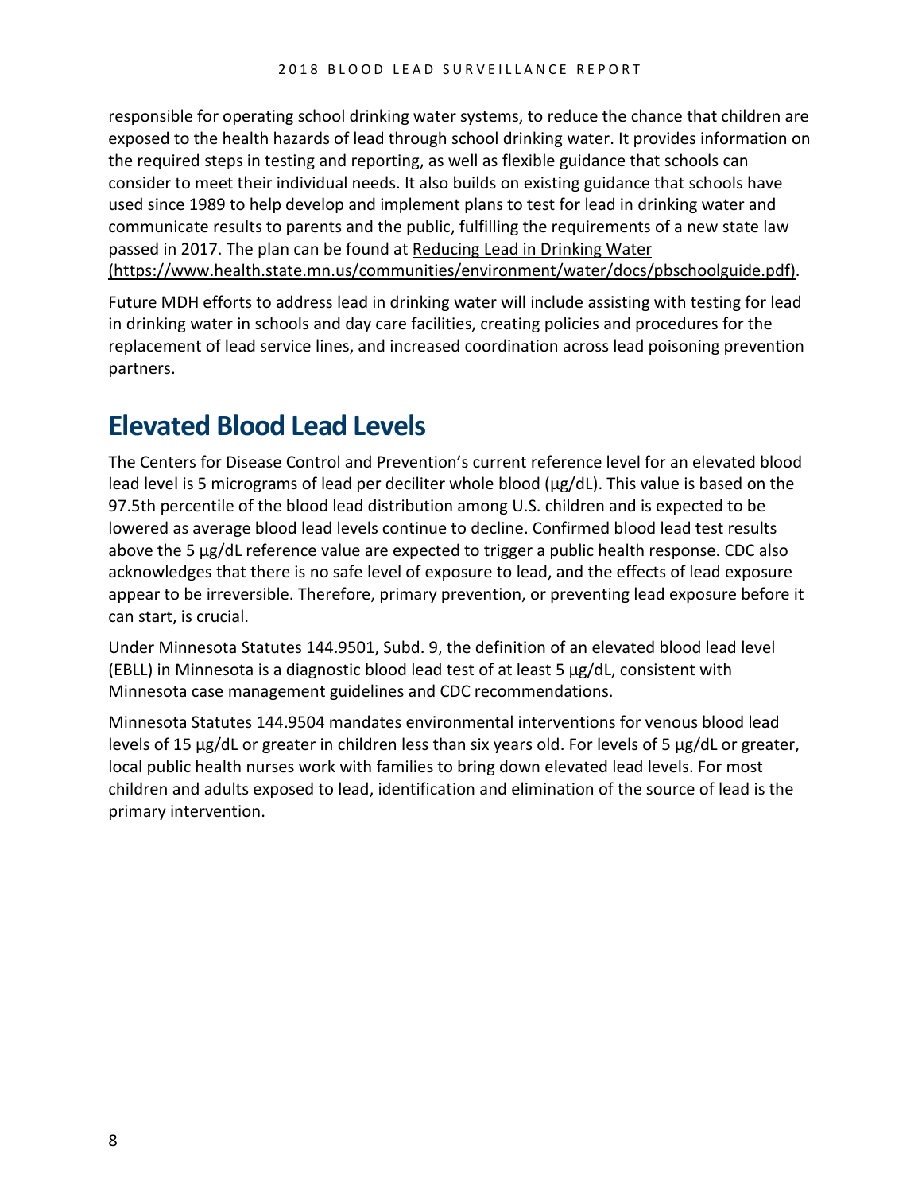responsible for operating school drinking water systems, to reduce the chance that children are exposed to the health hazards of lead through school drinking water. It provides information on the required steps in testing and reporting, as well as flexible guidance that schools can consider to meet their individual needs. It also builds on existing guidance that schools have used since 1989 to help develop and implement plans to test for lead in drinking water and communicate results to parents and the public, fulfilling the requirements of a new state law passed in 2017. The plan can be found at [Reducing Lead in Drinking Water (https://www.health.state.mn.us/communities/environment/water/docs/pbschoolguide.pdf)](https://www.health.state.mn.us/communities/environment/water/docs/pbschoolguide.pdf).

Future MDH efforts to address lead in drinking water will include assisting with testing for lead in drinking water in schools and day care facilities, creating policies and procedures for the replacement of lead service lines, and increased coordination across lead poisoning prevention partners.

# Elevated Blood Lead Levels

The Centers for Disease Control and Prevention's current reference level for an elevated blood lead level is 5 micrograms of lead per deciliter whole blood (µg/dL). This value is based on the 97.5th percentile of the blood lead distribution among U.S. children and is expected to be lowered as average blood lead levels continue to decline. Confirmed blood lead test results above the 5 µg/dL reference value are expected to trigger a public health response. CDC also acknowledges that there is no safe level of exposure to lead, and the effects of lead exposure appear to be irreversible. Therefore, primary prevention, or preventing lead exposure before it can start, is crucial.

Under Minnesota Statutes 144.9501, Subd. 9, the definition of an elevated blood lead level (EBLL) in Minnesota is a diagnostic blood lead test of at least 5 µg/dL, consistent with Minnesota case management guidelines and CDC recommendations.

Minnesota Statutes 144.9504 mandates environmental interventions for venous blood lead levels of 15 µg/dL or greater in children less than six years old. For levels of 5 µg/dL or greater, local public health nurses work with families to bring down elevated lead levels. For most children and adults exposed to lead, identification and elimination of the source of lead is the primary intervention.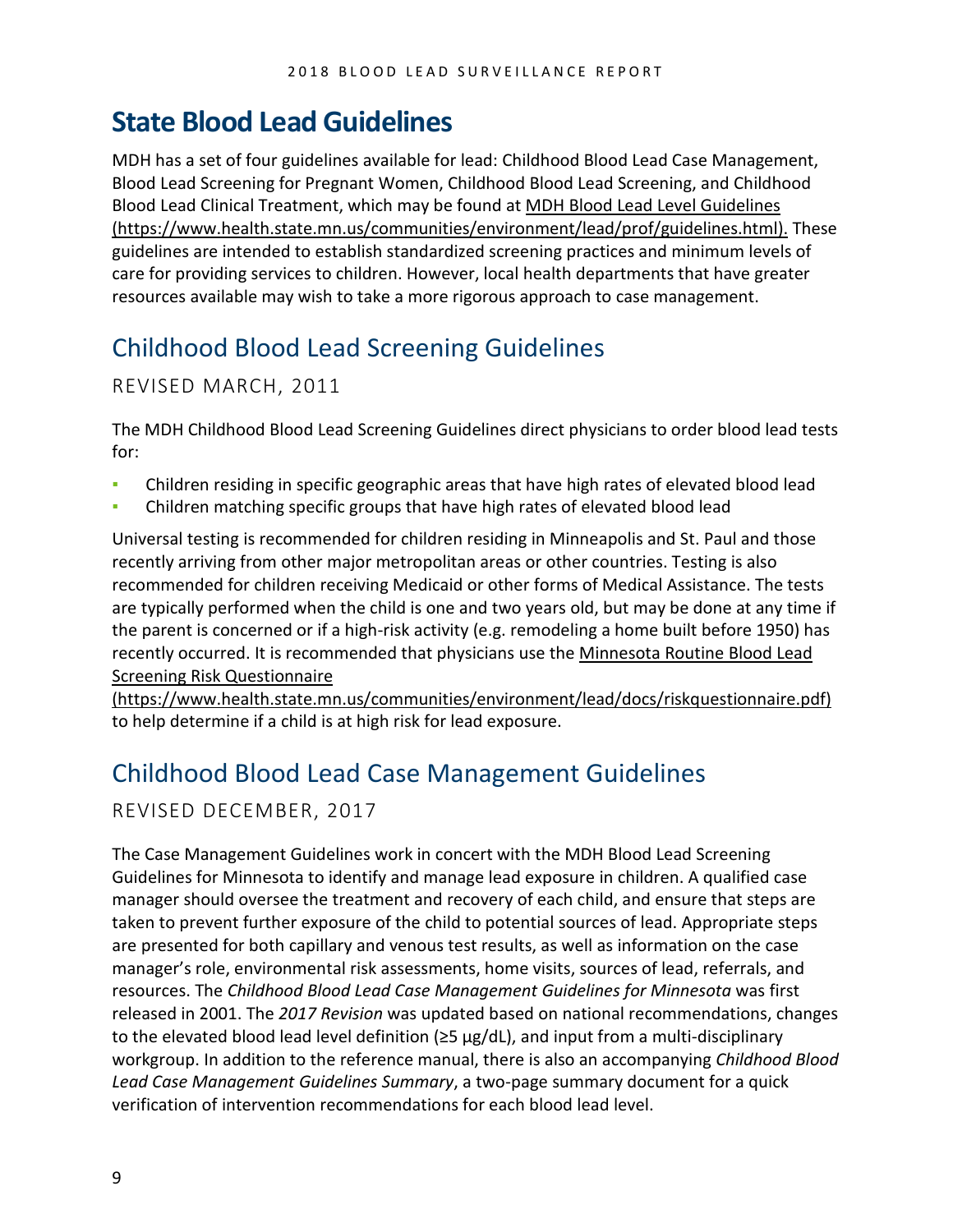# State Blood Lead Guidelines

MDH has a set of four guidelines available for lead: Childhood Blood Lead Case Management, Blood Lead Screening for Pregnant Women, Childhood Blood Lead Screening, and Childhood Blood Lead Clinical Treatment, which may be found at [MDH Blood Lead Level Guidelines (https://www.health.state.mn.us/communities/environment/lead/prof/guidelines.html).](https://www.health.state.mn.us/communities/environment/lead/prof/guidelines.html) These guidelines are intended to establish standardized screening practices and minimum levels of care for providing services to children. However, local health departments that have greater resources available may wish to take a more rigorous approach to case management.

## Childhood Blood Lead Screening Guidelines

### REVISED MARCH, 2011

The MDH Childhood Blood Lead Screening Guidelines direct physicians to order blood lead tests for:

- Children residing in specific geographic areas that have high rates of elevated blood lead
- Children matching specific groups that have high rates of elevated blood lead

Universal testing is recommended for children residing in Minneapolis and St. Paul and those recently arriving from other major metropolitan areas or other countries. Testing is also recommended for children receiving Medicaid or other forms of Medical Assistance. The tests are typically performed when the child is one and two years old, but may be done at any time if the parent is concerned or if a high-risk activity (e.g. remodeling a home built before 1950) has recently occurred. It is recommended that physicians use the [Minnesota Routine Blood Lead Screening Risk Questionnaire (https://www.health.state.mn.us/communities/environment/lead/docs/riskquestionnaire.pdf)](https://www.health.state.mn.us/communities/environment/lead/docs/riskquestionnaire.pdf) to help determine if a child is at high risk for lead exposure.

## Childhood Blood Lead Case Management Guidelines

### REVISED DECEMBER, 2017

The Case Management Guidelines work in concert with the MDH Blood Lead Screening Guidelines for Minnesota to identify and manage lead exposure in children. A qualified case manager should oversee the treatment and recovery of each child, and ensure that steps are taken to prevent further exposure of the child to potential sources of lead. Appropriate steps are presented for both capillary and venous test results, as well as information on the case manager's role, environmental risk assessments, home visits, sources of lead, referrals, and resources. The *Childhood Blood Lead Case Management Guidelines for Minnesota* was first released in 2001. The *2017 Revision* was updated based on national recommendations, changes to the elevated blood lead level definition (≥5 µg/dL), and input from a multi-disciplinary workgroup. In addition to the reference manual, there is also an accompanying *Childhood Blood Lead Case Management Guidelines Summary*, a two-page summary document for a quick verification of intervention recommendations for each blood lead level.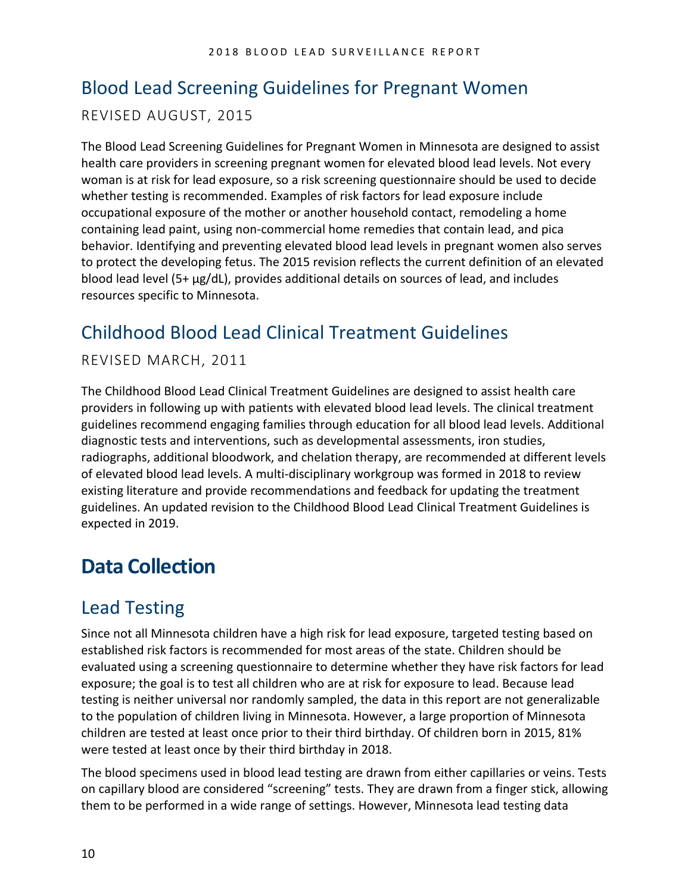## Blood Lead Screening Guidelines for Pregnant Women

REVISED AUGUST, 2015

The Blood Lead Screening Guidelines for Pregnant Women in Minnesota are designed to assist health care providers in screening pregnant women for elevated blood lead levels. Not every woman is at risk for lead exposure, so a risk screening questionnaire should be used to decide whether testing is recommended. Examples of risk factors for lead exposure include occupational exposure of the mother or another household contact, remodeling a home containing lead paint, using non-commercial home remedies that contain lead, and pica behavior. Identifying and preventing elevated blood lead levels in pregnant women also serves to protect the developing fetus. The 2015 revision reflects the current definition of an elevated blood lead level (5+ µg/dL), provides additional details on sources of lead, and includes resources specific to Minnesota.

## Childhood Blood Lead Clinical Treatment Guidelines

REVISED MARCH, 2011

The Childhood Blood Lead Clinical Treatment Guidelines are designed to assist health care providers in following up with patients with elevated blood lead levels. The clinical treatment guidelines recommend engaging families through education for all blood lead levels. Additional diagnostic tests and interventions, such as developmental assessments, iron studies, radiographs, additional bloodwork, and chelation therapy, are recommended at different levels of elevated blood lead levels. A multi-disciplinary workgroup was formed in 2018 to review existing literature and provide recommendations and feedback for updating the treatment guidelines. An updated revision to the Childhood Blood Lead Clinical Treatment Guidelines is expected in 2019.

# Data Collection

## Lead Testing

Since not all Minnesota children have a high risk for lead exposure, targeted testing based on established risk factors is recommended for most areas of the state. Children should be evaluated using a screening questionnaire to determine whether they have risk factors for lead exposure; the goal is to test all children who are at risk for exposure to lead. Because lead testing is neither universal nor randomly sampled, the data in this report are not generalizable to the population of children living in Minnesota. However, a large proportion of Minnesota children are tested at least once prior to their third birthday. Of children born in 2015, 81% were tested at least once by their third birthday in 2018.

The blood specimens used in blood lead testing are drawn from either capillaries or veins. Tests on capillary blood are considered "screening" tests. They are drawn from a finger stick, allowing them to be performed in a wide range of settings. However, Minnesota lead testing data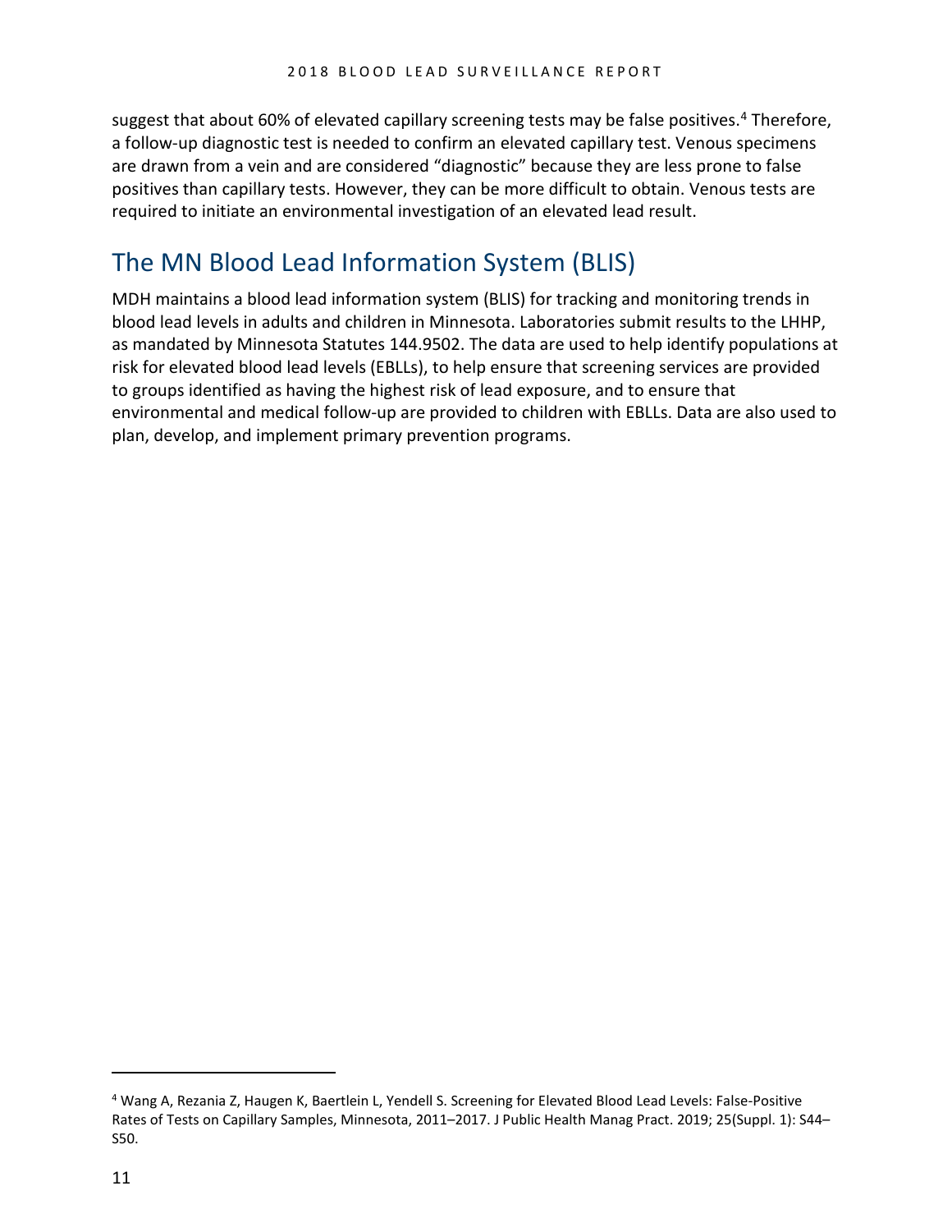suggest that about 60% of elevated capillary screening tests may be false positives.[4] Therefore, a follow-up diagnostic test is needed to confirm an elevated capillary test. Venous specimens are drawn from a vein and are considered "diagnostic" because they are less prone to false positives than capillary tests. However, they can be more difficult to obtain. Venous tests are required to initiate an environmental investigation of an elevated lead result.

## The MN Blood Lead Information System (BLIS)

MDH maintains a blood lead information system (BLIS) for tracking and monitoring trends in blood lead levels in adults and children in Minnesota. Laboratories submit results to the LHHP, as mandated by Minnesota Statutes 144.9502. The data are used to help identify populations at risk for elevated blood lead levels (EBLLs), to help ensure that screening services are provided to groups identified as having the highest risk of lead exposure, and to ensure that environmental and medical follow-up are provided to children with EBLLs. Data are also used to plan, develop, and implement primary prevention programs.

[4] Wang A, Rezania Z, Haugen K, Baertlein L, Yendell S. Screening for Elevated Blood Lead Levels: False-Positive Rates of Tests on Capillary Samples, Minnesota, 2011–2017. J Public Health Manag Pract. 2019; 25(Suppl. 1): S44–S50.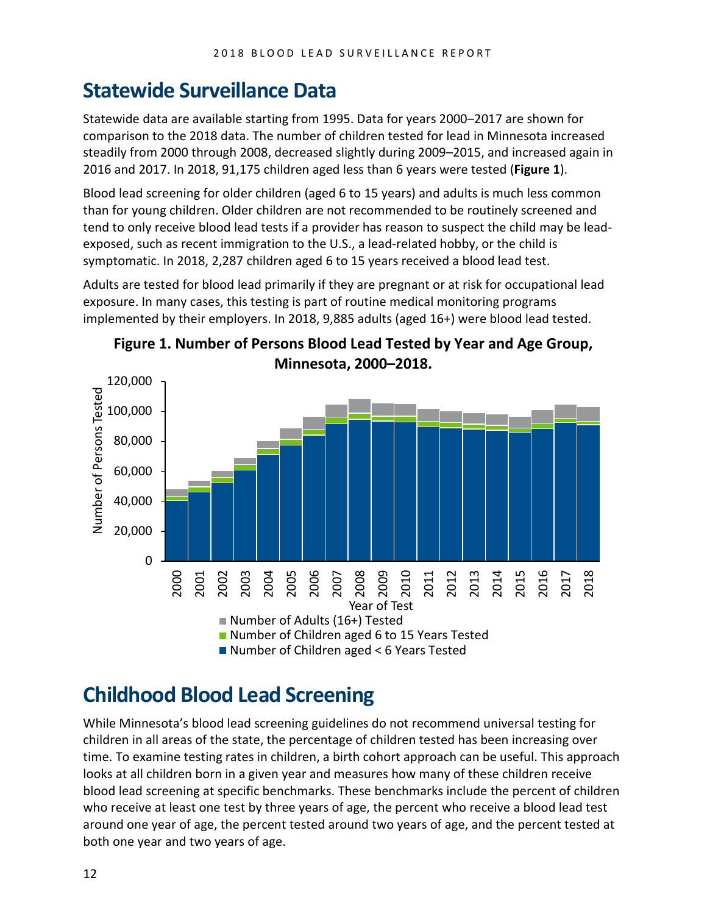## Statewide Surveillance Data

Statewide data are available starting from 1995. Data for years 2000–2017 are shown for comparison to the 2018 data. The number of children tested for lead in Minnesota increased steadily from 2000 through 2008, decreased slightly during 2009–2015, and increased again in 2016 and 2017. In 2018, 91,175 children aged less than 6 years were tested (**Figure 1**).

Blood lead screening for older children (aged 6 to 15 years) and adults is much less common than for young children. Older children are not recommended to be routinely screened and tend to only receive blood lead tests if a provider has reason to suspect the child may be lead-exposed, such as recent immigration to the U.S., a lead-related hobby, or the child is symptomatic. In 2018, 2,287 children aged 6 to 15 years received a blood lead test.

Adults are tested for blood lead primarily if they are pregnant or at risk for occupational lead exposure. In many cases, this testing is part of routine medical monitoring programs implemented by their employers. In 2018, 9,885 adults (aged 16+) were blood lead tested.

**Figure 1. Number of Persons Blood Lead Tested by Year and Age Group, Minnesota, 2000–2018.**

## Childhood Blood Lead Screening

While Minnesota's blood lead screening guidelines do not recommend universal testing for children in all areas of the state, the percentage of children tested has been increasing over time. To examine testing rates in children, a birth cohort approach can be useful. This approach looks at all children born in a given year and measures how many of these children receive blood lead screening at specific benchmarks. These benchmarks include the percent of children who receive at least one test by three years of age, the percent who receive a blood lead test around one year of age, the percent tested around two years of age, and the percent tested at both one year and two years of age.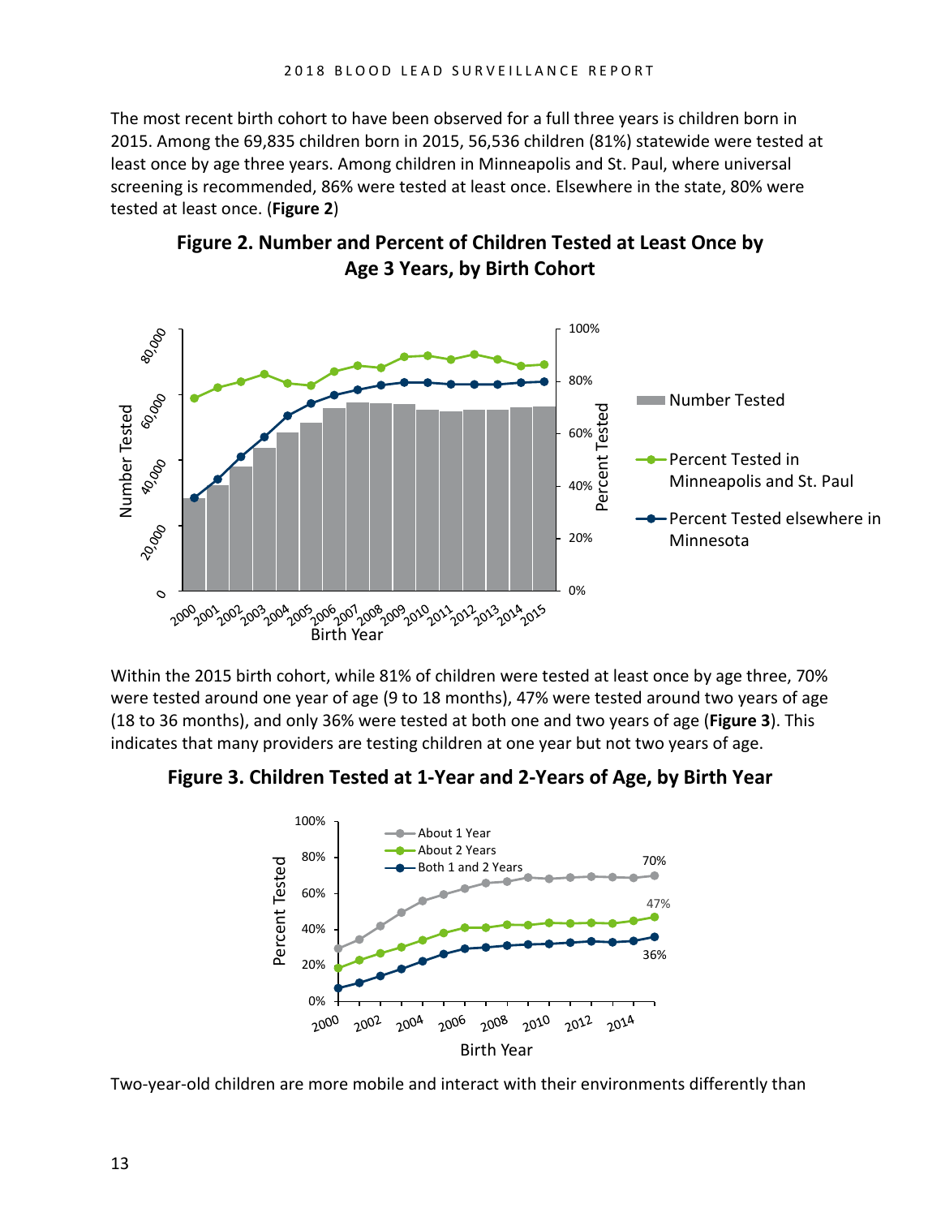The most recent birth cohort to have been observed for a full three years is children born in 2015. Among the 69,835 children born in 2015, 56,536 children (81%) statewide were tested at least once by age three years. Among children in Minneapolis and St. Paul, where universal screening is recommended, 86% were tested at least once. Elsewhere in the state, 80% were tested at least once. (**Figure 2**)

**Figure 2. Number and Percent of Children Tested at Least Once by Age 3 Years, by Birth Cohort**

Within the 2015 birth cohort, while 81% of children were tested at least once by age three, 70% were tested around one year of age (9 to 18 months), 47% were tested around two years of age (18 to 36 months), and only 36% were tested at both one and two years of age (**Figure 3**). This indicates that many providers are testing children at one year but not two years of age.

**Figure 3. Children Tested at 1-Year and 2-Years of Age, by Birth Year**

Two-year-old children are more mobile and interact with their environments differently than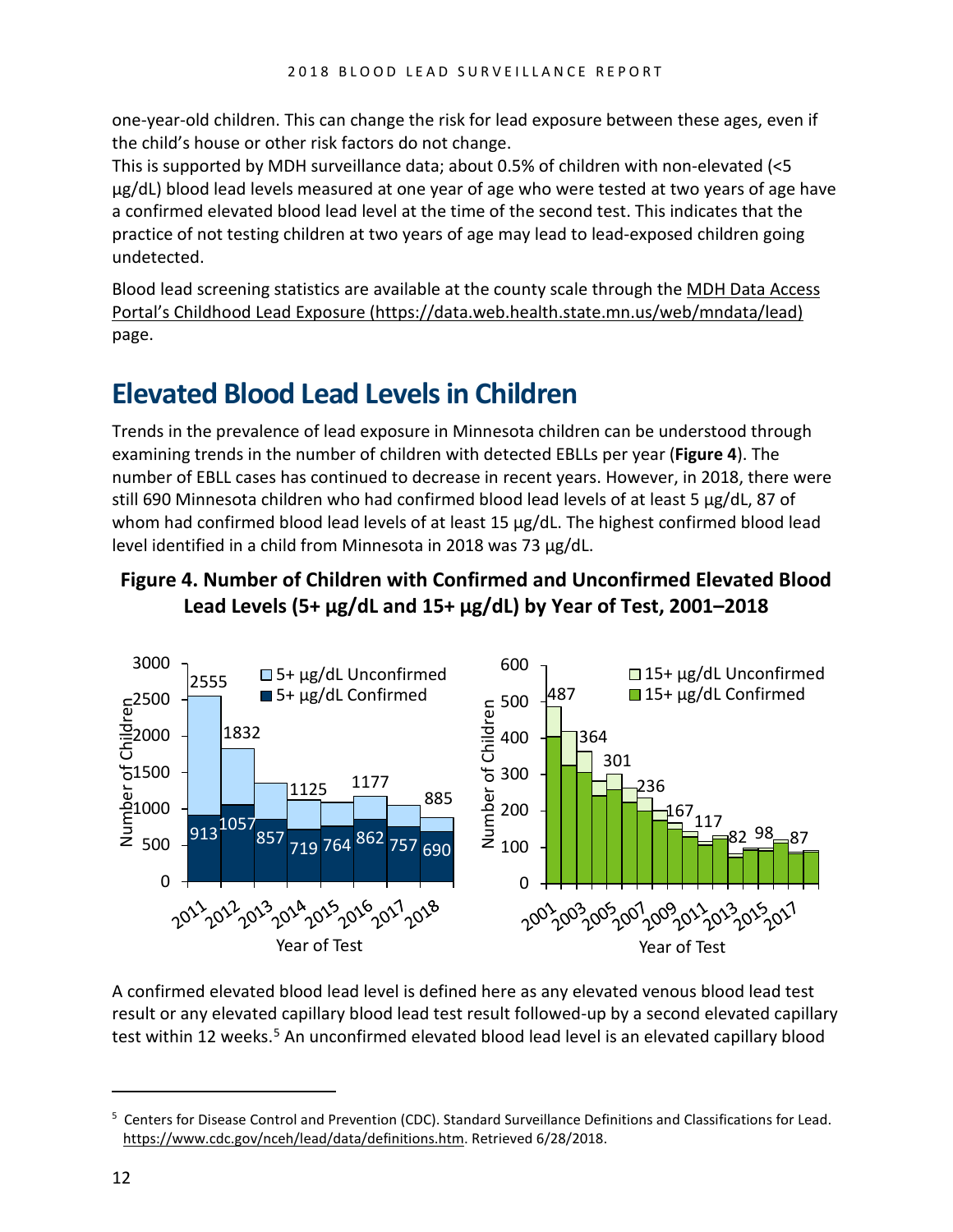one-year-old children. This can change the risk for lead exposure between these ages, even if the child's house or other risk factors do not change.

This is supported by MDH surveillance data; about 0.5% of children with non-elevated (<5 µg/dL) blood lead levels measured at one year of age who were tested at two years of age have a confirmed elevated blood lead level at the time of the second test. This indicates that the practice of not testing children at two years of age may lead to lead-exposed children going undetected.

Blood lead screening statistics are available at the county scale through the MDH Data Access Portal's Childhood Lead Exposure (https://data.web.health.state.mn.us/web/mndata/lead) page.

# Elevated Blood Lead Levels in Children

Trends in the prevalence of lead exposure in Minnesota children can be understood through examining trends in the number of children with detected EBLLs per year (**Figure 4**). The number of EBLL cases has continued to decrease in recent years. However, in 2018, there were still 690 Minnesota children who had confirmed blood lead levels of at least 5 µg/dL, 87 of whom had confirmed blood lead levels of at least 15 µg/dL. The highest confirmed blood lead level identified in a child from Minnesota in 2018 was 73 µg/dL.

**Figure 4. Number of Children with Confirmed and Unconfirmed Elevated Blood Lead Levels (5+ µg/dL and 15+ µg/dL) by Year of Test, 2001–2018**

A confirmed elevated blood lead level is defined here as any elevated venous blood lead test result or any elevated capillary blood lead test result followed-up by a second elevated capillary test within 12 weeks.[5] An unconfirmed elevated blood lead level is an elevated capillary blood

[5] Centers for Disease Control and Prevention (CDC). Standard Surveillance Definitions and Classifications for Lead. https://www.cdc.gov/nceh/lead/data/definitions.htm. Retrieved 6/28/2018.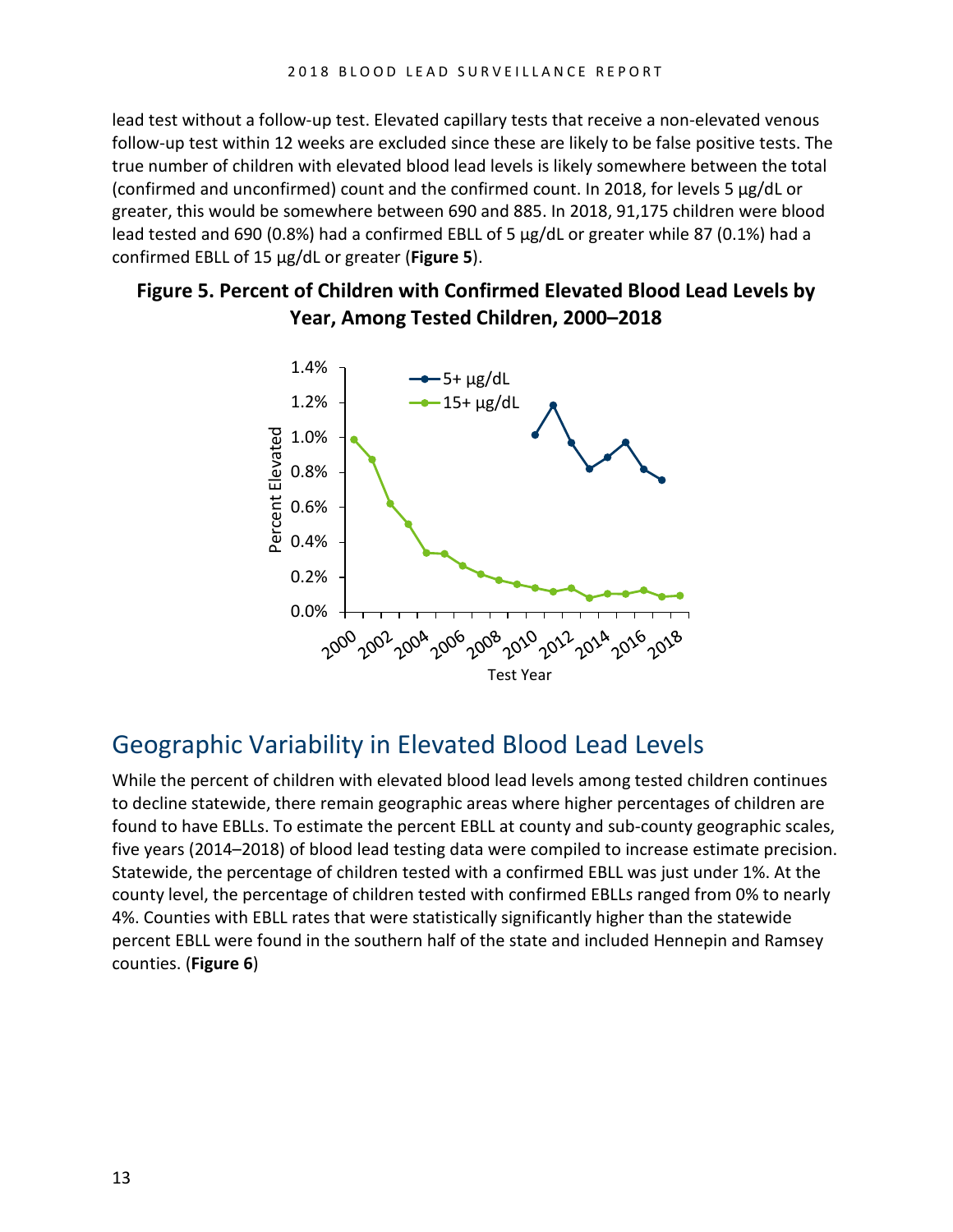lead test without a follow-up test. Elevated capillary tests that receive a non-elevated venous follow-up test within 12 weeks are excluded since these are likely to be false positive tests. The true number of children with elevated blood lead levels is likely somewhere between the total (confirmed and unconfirmed) count and the confirmed count. In 2018, for levels 5 µg/dL or greater, this would be somewhere between 690 and 885. In 2018, 91,175 children were blood lead tested and 690 (0.8%) had a confirmed EBLL of 5 µg/dL or greater while 87 (0.1%) had a confirmed EBLL of 15 µg/dL or greater (**Figure 5**).

**Figure 5. Percent of Children with Confirmed Elevated Blood Lead Levels by Year, Among Tested Children, 2000–2018**

## Geographic Variability in Elevated Blood Lead Levels

While the percent of children with elevated blood lead levels among tested children continues to decline statewide, there remain geographic areas where higher percentages of children are found to have EBLLs. To estimate the percent EBLL at county and sub-county geographic scales, five years (2014–2018) of blood lead testing data were compiled to increase estimate precision. Statewide, the percentage of children tested with a confirmed EBLL was just under 1%. At the county level, the percentage of children tested with confirmed EBLLs ranged from 0% to nearly 4%. Counties with EBLL rates that were statistically significantly higher than the statewide percent EBLL were found in the southern half of the state and included Hennepin and Ramsey counties. (**Figure 6**)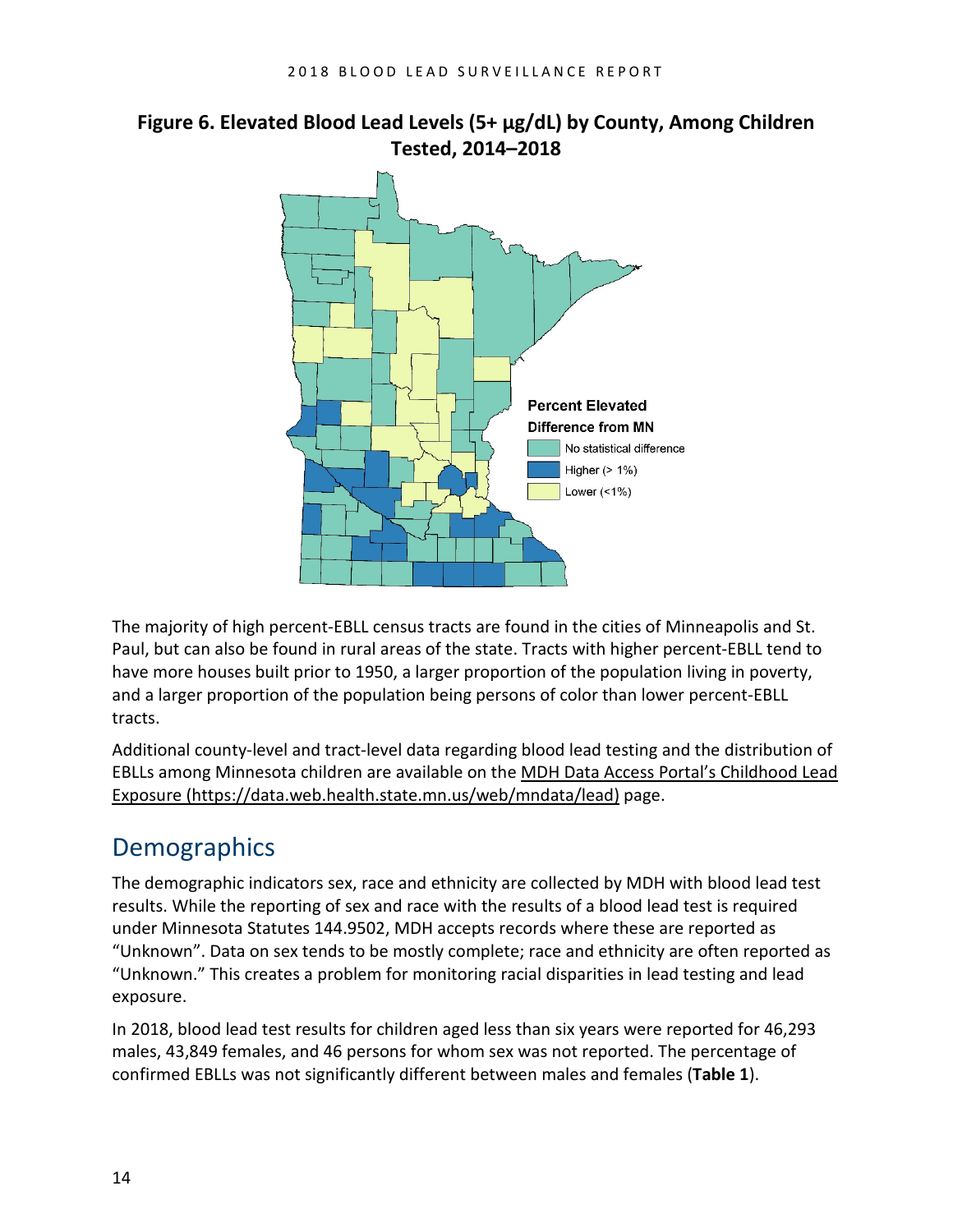**Figure 6. Elevated Blood Lead Levels (5+ µg/dL) by County, Among Children Tested, 2014–2018**

Percent Elevated
Difference from MN

- No statistical difference
- Higher (> 1%)
- Lower (<1%)

The majority of high percent-EBLL census tracts are found in the cities of Minneapolis and St. Paul, but can also be found in rural areas of the state. Tracts with higher percent-EBLL tend to have more houses built prior to 1950, a larger proportion of the population living in poverty, and a larger proportion of the population being persons of color than lower percent-EBLL tracts.

Additional county-level and tract-level data regarding blood lead testing and the distribution of EBLLs among Minnesota children are available on the MDH Data Access Portal's Childhood Lead Exposure (https://data.web.health.state.mn.us/web/mndata/lead) page.

## Demographics

The demographic indicators sex, race and ethnicity are collected by MDH with blood lead test results. While the reporting of sex and race with the results of a blood lead test is required under Minnesota Statutes 144.9502, MDH accepts records where these are reported as "Unknown". Data on sex tends to be mostly complete; race and ethnicity are often reported as "Unknown." This creates a problem for monitoring racial disparities in lead testing and lead exposure.

In 2018, blood lead test results for children aged less than six years were reported for 46,293 males, 43,849 females, and 46 persons for whom sex was not reported. The percentage of confirmed EBLLs was not significantly different between males and females (**Table 1**).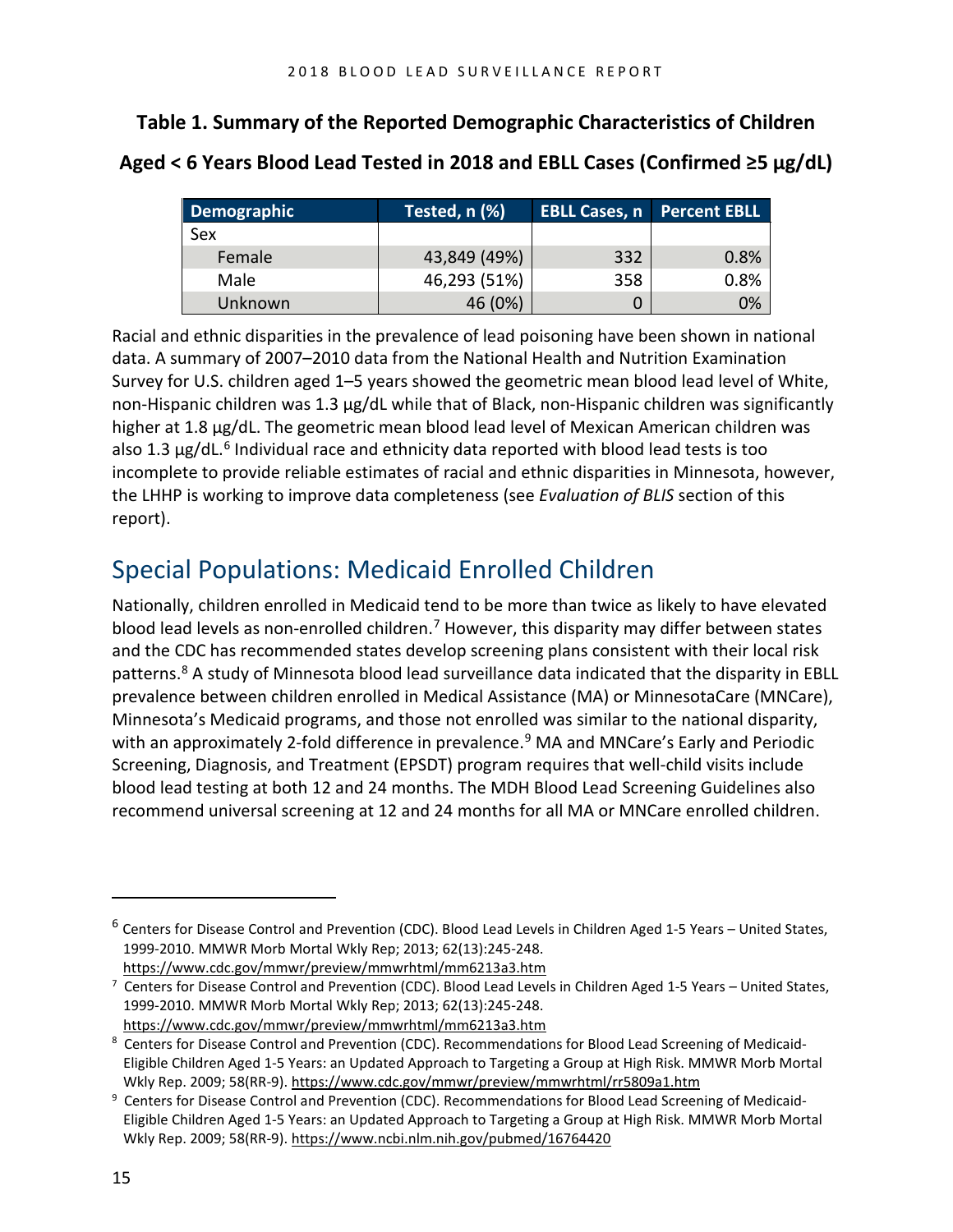**Table 1. Summary of the Reported Demographic Characteristics of Children Aged < 6 Years Blood Lead Tested in 2018 and EBLL Cases (Confirmed ≥5 µg/dL)**

| Demographic | Tested, n (%) | EBLL Cases, n | Percent EBLL |
|---|---|---|---|
| Sex | | | |
| Female | 43,849 (49%) | 332 | 0.8% |
| Male | 46,293 (51%) | 358 | 0.8% |
| Unknown | 46 (0%) | 0 | 0% |

Racial and ethnic disparities in the prevalence of lead poisoning have been shown in national data. A summary of 2007–2010 data from the National Health and Nutrition Examination Survey for U.S. children aged 1–5 years showed the geometric mean blood lead level of White, non-Hispanic children was 1.3 µg/dL while that of Black, non-Hispanic children was significantly higher at 1.8 µg/dL. The geometric mean blood lead level of Mexican American children was also 1.3 µg/dL.[6] Individual race and ethnicity data reported with blood lead tests is too incomplete to provide reliable estimates of racial and ethnic disparities in Minnesota, however, the LHHP is working to improve data completeness (see *Evaluation of BLIS* section of this report).

## Special Populations: Medicaid Enrolled Children

Nationally, children enrolled in Medicaid tend to be more than twice as likely to have elevated blood lead levels as non-enrolled children.[7] However, this disparity may differ between states and the CDC has recommended states develop screening plans consistent with their local risk patterns.[8] A study of Minnesota blood lead surveillance data indicated that the disparity in EBLL prevalence between children enrolled in Medical Assistance (MA) or MinnesotaCare (MNCare), Minnesota's Medicaid programs, and those not enrolled was similar to the national disparity, with an approximately 2-fold difference in prevalence.[9] MA and MNCare's Early and Periodic Screening, Diagnosis, and Treatment (EPSDT) program requires that well-child visits include blood lead testing at both 12 and 24 months. The MDH Blood Lead Screening Guidelines also recommend universal screening at 12 and 24 months for all MA or MNCare enrolled children.

---

[6] Centers for Disease Control and Prevention (CDC). Blood Lead Levels in Children Aged 1-5 Years – United States, 1999-2010. MMWR Morb Mortal Wkly Rep; 2013; 62(13):245-248. https://www.cdc.gov/mmwr/preview/mmwrhtml/mm6213a3.htm

[7] Centers for Disease Control and Prevention (CDC). Blood Lead Levels in Children Aged 1-5 Years – United States, 1999-2010. MMWR Morb Mortal Wkly Rep; 2013; 62(13):245-248. https://www.cdc.gov/mmwr/preview/mmwrhtml/mm6213a3.htm

[8] Centers for Disease Control and Prevention (CDC). Recommendations for Blood Lead Screening of Medicaid-Eligible Children Aged 1-5 Years: an Updated Approach to Targeting a Group at High Risk. MMWR Morb Mortal Wkly Rep. 2009; 58(RR-9). https://www.cdc.gov/mmwr/preview/mmwrhtml/rr5809a1.htm

[9] Centers for Disease Control and Prevention (CDC). Recommendations for Blood Lead Screening of Medicaid-Eligible Children Aged 1-5 Years: an Updated Approach to Targeting a Group at High Risk. MMWR Morb Mortal Wkly Rep. 2009; 58(RR-9). https://www.ncbi.nlm.nih.gov/pubmed/16764420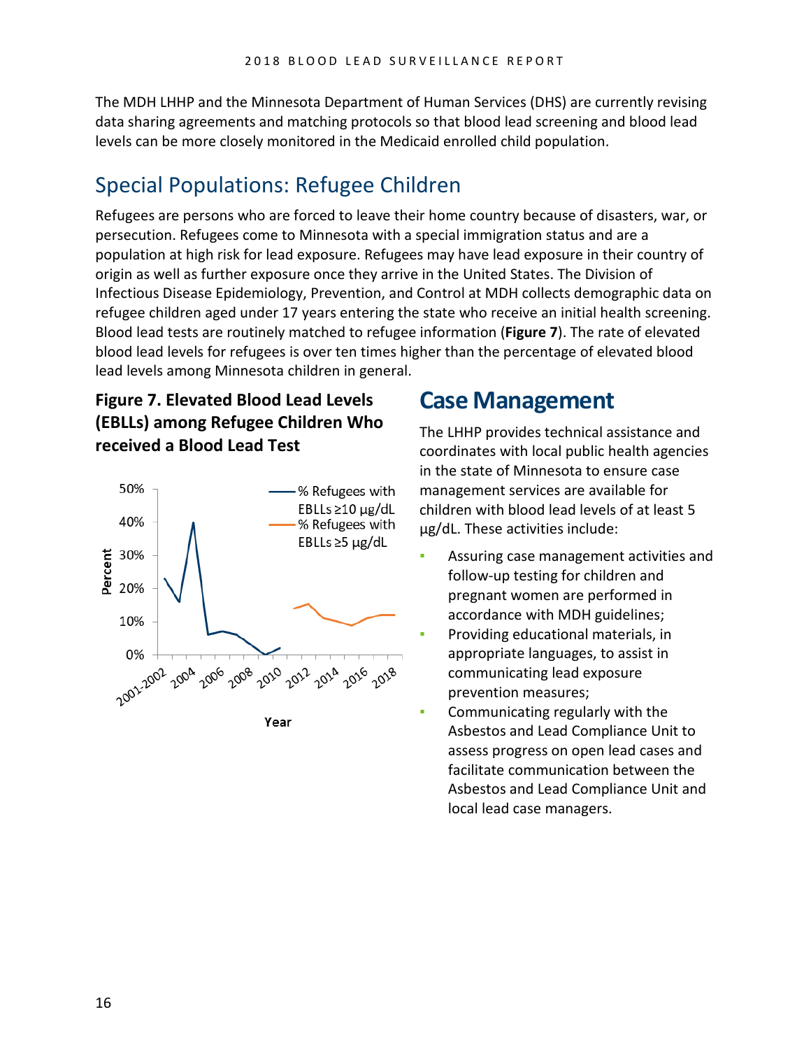The MDH LHHP and the Minnesota Department of Human Services (DHS) are currently revising data sharing agreements and matching protocols so that blood lead screening and blood lead levels can be more closely monitored in the Medicaid enrolled child population.

## Special Populations: Refugee Children

Refugees are persons who are forced to leave their home country because of disasters, war, or persecution. Refugees come to Minnesota with a special immigration status and are a population at high risk for lead exposure. Refugees may have lead exposure in their country of origin as well as further exposure once they arrive in the United States. The Division of Infectious Disease Epidemiology, Prevention, and Control at MDH collects demographic data on refugee children aged under 17 years entering the state who receive an initial health screening. Blood lead tests are routinely matched to refugee information (**Figure 7**). The rate of elevated blood lead levels for refugees is over ten times higher than the percentage of elevated blood lead levels among Minnesota children in general.

**Figure 7. Elevated Blood Lead Levels (EBLLs) among Refugee Children Who received a Blood Lead Test**

## Case Management

The LHHP provides technical assistance and coordinates with local public health agencies in the state of Minnesota to ensure case management services are available for children with blood lead levels of at least 5 µg/dL. These activities include:

- Assuring case management activities and follow-up testing for children and pregnant women are performed in accordance with MDH guidelines;
- Providing educational materials, in appropriate languages, to assist in communicating lead exposure prevention measures;
- Communicating regularly with the Asbestos and Lead Compliance Unit to assess progress on open lead cases and facilitate communication between the Asbestos and Lead Compliance Unit and local lead case managers.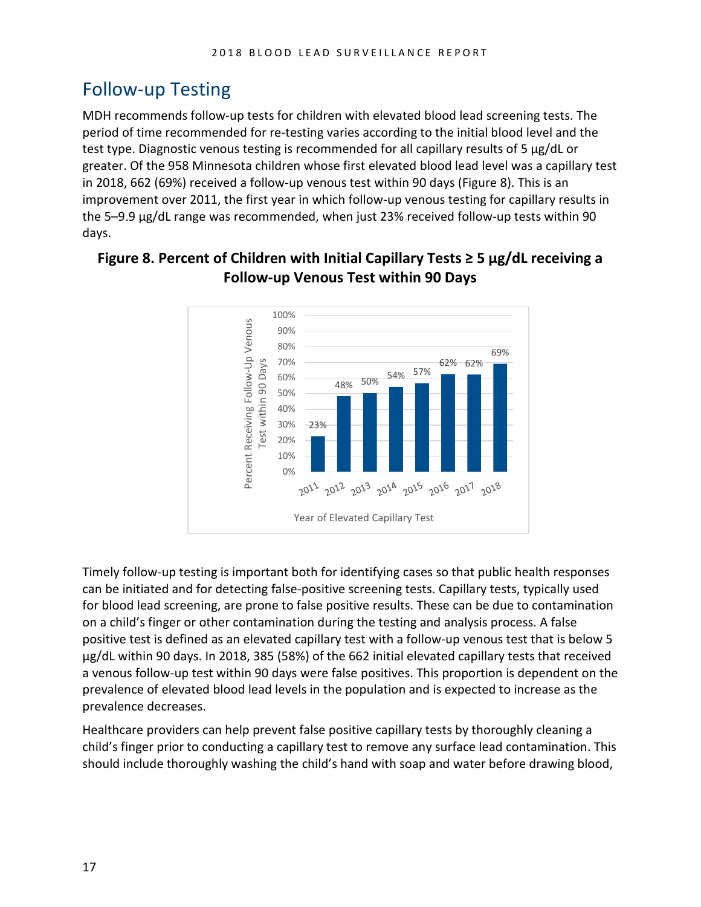## Follow-up Testing

MDH recommends follow-up tests for children with elevated blood lead screening tests. The period of time recommended for re-testing varies according to the initial blood level and the test type. Diagnostic venous testing is recommended for all capillary results of 5 µg/dL or greater. Of the 958 Minnesota children whose first elevated blood lead level was a capillary test in 2018, 662 (69%) received a follow-up venous test within 90 days (Figure 8). This is an improvement over 2011, the first year in which follow-up venous testing for capillary results in the 5–9.9 µg/dL range was recommended, when just 23% received follow-up tests within 90 days.

**Figure 8. Percent of Children with Initial Capillary Tests ≥ 5 µg/dL receiving a Follow-up Venous Test within 90 Days**

| Year of Elevated Capillary Test | Percent Receiving Follow-Up Venous Test within 90 Days |
|---|---|
| 2011 | 23% |
| 2012 | 48% |
| 2013 | 50% |
| 2014 | 54% |
| 2015 | 57% |
| 2016 | 62% |
| 2017 | 62% |
| 2018 | 69% |

Timely follow-up testing is important both for identifying cases so that public health responses can be initiated and for detecting false-positive screening tests. Capillary tests, typically used for blood lead screening, are prone to false positive results. These can be due to contamination on a child's finger or other contamination during the testing and analysis process. A false positive test is defined as an elevated capillary test with a follow-up venous test that is below 5 µg/dL within 90 days. In 2018, 385 (58%) of the 662 initial elevated capillary tests that received a venous follow-up test within 90 days were false positives. This proportion is dependent on the prevalence of elevated blood lead levels in the population and is expected to increase as the prevalence decreases.

Healthcare providers can help prevent false positive capillary tests by thoroughly cleaning a child's finger prior to conducting a capillary test to remove any surface lead contamination. This should include thoroughly washing the child's hand with soap and water before drawing blood,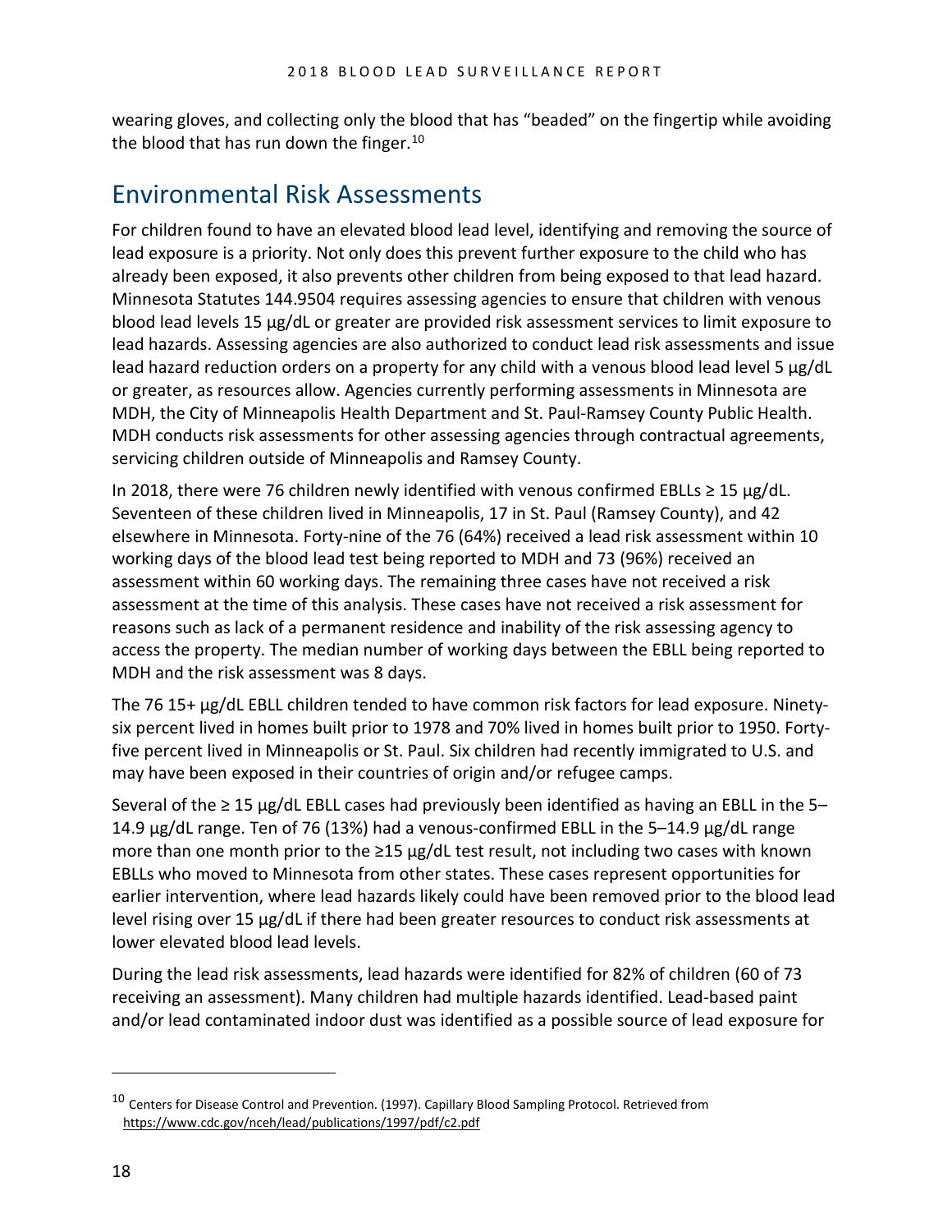wearing gloves, and collecting only the blood that has "beaded" on the fingertip while avoiding the blood that has run down the finger.[10]

## Environmental Risk Assessments

For children found to have an elevated blood lead level, identifying and removing the source of lead exposure is a priority. Not only does this prevent further exposure to the child who has already been exposed, it also prevents other children from being exposed to that lead hazard. Minnesota Statutes 144.9504 requires assessing agencies to ensure that children with venous blood lead levels 15 µg/dL or greater are provided risk assessment services to limit exposure to lead hazards. Assessing agencies are also authorized to conduct lead risk assessments and issue lead hazard reduction orders on a property for any child with a venous blood lead level 5 µg/dL or greater, as resources allow. Agencies currently performing assessments in Minnesota are MDH, the City of Minneapolis Health Department and St. Paul-Ramsey County Public Health. MDH conducts risk assessments for other assessing agencies through contractual agreements, servicing children outside of Minneapolis and Ramsey County.

In 2018, there were 76 children newly identified with venous confirmed EBLLs ≥ 15 µg/dL. Seventeen of these children lived in Minneapolis, 17 in St. Paul (Ramsey County), and 42 elsewhere in Minnesota. Forty-nine of the 76 (64%) received a lead risk assessment within 10 working days of the blood lead test being reported to MDH and 73 (96%) received an assessment within 60 working days. The remaining three cases have not received a risk assessment at the time of this analysis. These cases have not received a risk assessment for reasons such as lack of a permanent residence and inability of the risk assessing agency to access the property. The median number of working days between the EBLL being reported to MDH and the risk assessment was 8 days.

The 76 15+ µg/dL EBLL children tended to have common risk factors for lead exposure. Ninety-six percent lived in homes built prior to 1978 and 70% lived in homes built prior to 1950. Forty-five percent lived in Minneapolis or St. Paul. Six children had recently immigrated to U.S. and may have been exposed in their countries of origin and/or refugee camps.

Several of the ≥ 15 µg/dL EBLL cases had previously been identified as having an EBLL in the 5–14.9 µg/dL range. Ten of 76 (13%) had a venous-confirmed EBLL in the 5–14.9 µg/dL range more than one month prior to the ≥15 µg/dL test result, not including two cases with known EBLLs who moved to Minnesota from other states. These cases represent opportunities for earlier intervention, where lead hazards likely could have been removed prior to the blood lead level rising over 15 µg/dL if there had been greater resources to conduct risk assessments at lower elevated blood lead levels.

During the lead risk assessments, lead hazards were identified for 82% of children (60 of 73 receiving an assessment). Many children had multiple hazards identified. Lead-based paint and/or lead contaminated indoor dust was identified as a possible source of lead exposure for

---

[10] Centers for Disease Control and Prevention. (1997). Capillary Blood Sampling Protocol. Retrieved from https://www.cdc.gov/nceh/lead/publications/1997/pdf/c2.pdf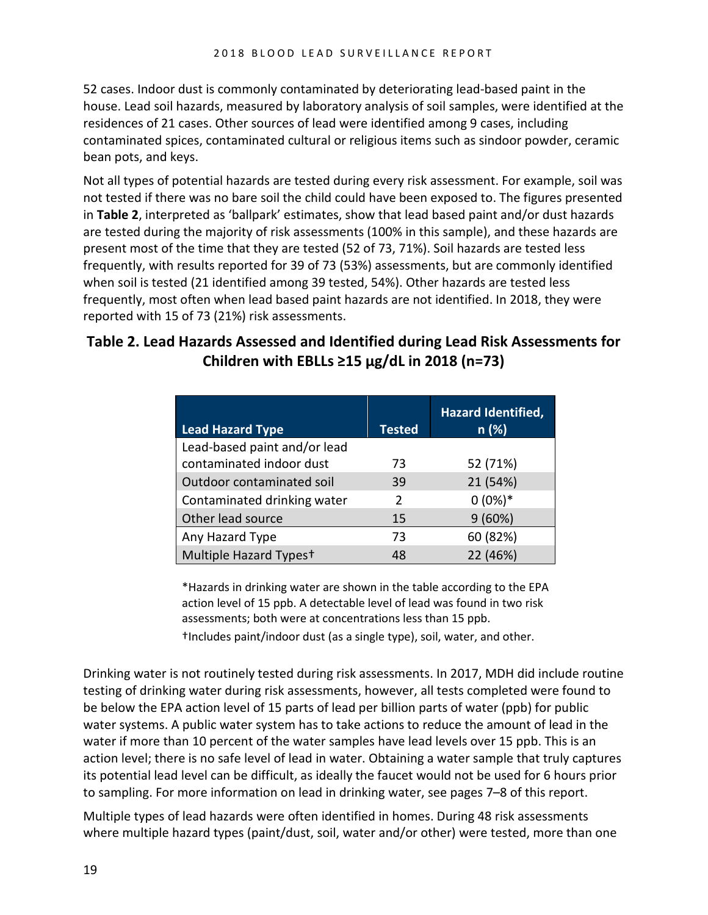52 cases. Indoor dust is commonly contaminated by deteriorating lead-based paint in the house. Lead soil hazards, measured by laboratory analysis of soil samples, were identified at the residences of 21 cases. Other sources of lead were identified among 9 cases, including contaminated spices, contaminated cultural or religious items such as sindoor powder, ceramic bean pots, and keys.

Not all types of potential hazards are tested during every risk assessment. For example, soil was not tested if there was no bare soil the child could have been exposed to. The figures presented in **Table 2**, interpreted as 'ballpark' estimates, show that lead based paint and/or dust hazards are tested during the majority of risk assessments (100% in this sample), and these hazards are present most of the time that they are tested (52 of 73, 71%). Soil hazards are tested less frequently, with results reported for 39 of 73 (53%) assessments, but are commonly identified when soil is tested (21 identified among 39 tested, 54%). Other hazards are tested less frequently, most often when lead based paint hazards are not identified. In 2018, they were reported with 15 of 73 (21%) risk assessments.

## Table 2. Lead Hazards Assessed and Identified during Lead Risk Assessments for Children with EBLLs ≥15 µg/dL in 2018 (n=73)

| Lead Hazard Type | Tested | Hazard Identified, n (%) |
|---|---|---|
| Lead-based paint and/or lead contaminated indoor dust | 73 | 52 (71%) |
| Outdoor contaminated soil | 39 | 21 (54%) |
| Contaminated drinking water | 2 | 0 (0%)* |
| Other lead source | 15 | 9 (60%) |
| Any Hazard Type | 73 | 60 (82%) |
| Multiple Hazard Types† | 48 | 22 (46%) |

*Hazards in drinking water are shown in the table according to the EPA action level of 15 ppb. A detectable level of lead was found in two risk assessments; both were at concentrations less than 15 ppb.

†Includes paint/indoor dust (as a single type), soil, water, and other.

Drinking water is not routinely tested during risk assessments. In 2017, MDH did include routine testing of drinking water during risk assessments, however, all tests completed were found to be below the EPA action level of 15 parts of lead per billion parts of water (ppb) for public water systems. A public water system has to take actions to reduce the amount of lead in the water if more than 10 percent of the water samples have lead levels over 15 ppb. This is an action level; there is no safe level of lead in water. Obtaining a water sample that truly captures its potential lead level can be difficult, as ideally the faucet would not be used for 6 hours prior to sampling. For more information on lead in drinking water, see pages 7–8 of this report.

Multiple types of lead hazards were often identified in homes. During 48 risk assessments where multiple hazard types (paint/dust, soil, water and/or other) were tested, more than one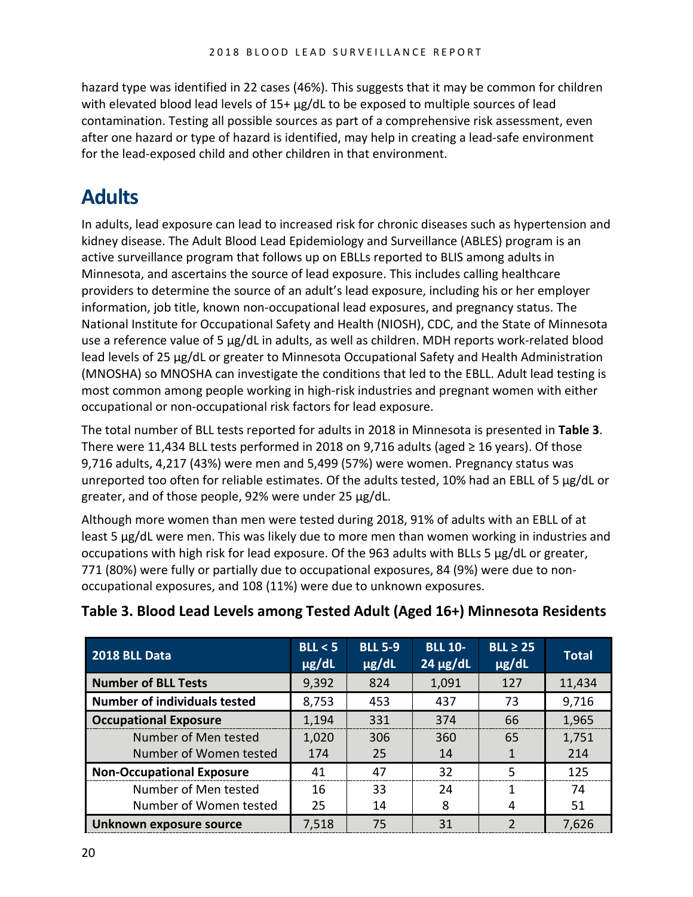hazard type was identified in 22 cases (46%). This suggests that it may be common for children with elevated blood lead levels of 15+ µg/dL to be exposed to multiple sources of lead contamination. Testing all possible sources as part of a comprehensive risk assessment, even after one hazard or type of hazard is identified, may help in creating a lead-safe environment for the lead-exposed child and other children in that environment.

# Adults

In adults, lead exposure can lead to increased risk for chronic diseases such as hypertension and kidney disease. The Adult Blood Lead Epidemiology and Surveillance (ABLES) program is an active surveillance program that follows up on EBLLs reported to BLIS among adults in Minnesota, and ascertains the source of lead exposure. This includes calling healthcare providers to determine the source of an adult's lead exposure, including his or her employer information, job title, known non-occupational lead exposures, and pregnancy status. The National Institute for Occupational Safety and Health (NIOSH), CDC, and the State of Minnesota use a reference value of 5 µg/dL in adults, as well as children. MDH reports work-related blood lead levels of 25 µg/dL or greater to Minnesota Occupational Safety and Health Administration (MNOSHA) so MNOSHA can investigate the conditions that led to the EBLL. Adult lead testing is most common among people working in high-risk industries and pregnant women with either occupational or non-occupational risk factors for lead exposure.

The total number of BLL tests reported for adults in 2018 in Minnesota is presented in **Table 3**. There were 11,434 BLL tests performed in 2018 on 9,716 adults (aged ≥ 16 years). Of those 9,716 adults, 4,217 (43%) were men and 5,499 (57%) were women. Pregnancy status was unreported too often for reliable estimates. Of the adults tested, 10% had an EBLL of 5 µg/dL or greater, and of those people, 92% were under 25 µg/dL.

Although more women than men were tested during 2018, 91% of adults with an EBLL of at least 5 µg/dL were men. This was likely due to more men than women working in industries and occupations with high risk for lead exposure. Of the 963 adults with BLLs 5 µg/dL or greater, 771 (80%) were fully or partially due to occupational exposures, 84 (9%) were due to non-occupational exposures, and 108 (11%) were due to unknown exposures.

## Table 3. Blood Lead Levels among Tested Adult (Aged 16+) Minnesota Residents

| 2018 BLL Data | BLL < 5 µg/dL | BLL 5-9 µg/dL | BLL 10-24 µg/dL | BLL ≥ 25 µg/dL | Total |
|---|---|---|---|---|---|
| **Number of BLL Tests** | 9,392 | 824 | 1,091 | 127 | 11,434 |
| **Number of individuals tested** | 8,753 | 453 | 437 | 73 | 9,716 |
| **Occupational Exposure** | 1,194 | 331 | 374 | 66 | 1,965 |
| Number of Men tested | 1,020 | 306 | 360 | 65 | 1,751 |
| Number of Women tested | 174 | 25 | 14 | 1 | 214 |
| **Non-Occupational Exposure** | 41 | 47 | 32 | 5 | 125 |
| Number of Men tested | 16 | 33 | 24 | 1 | 74 |
| Number of Women tested | 25 | 14 | 8 | 4 | 51 |
| **Unknown exposure source** | 7,518 | 75 | 31 | 2 | 7,626 |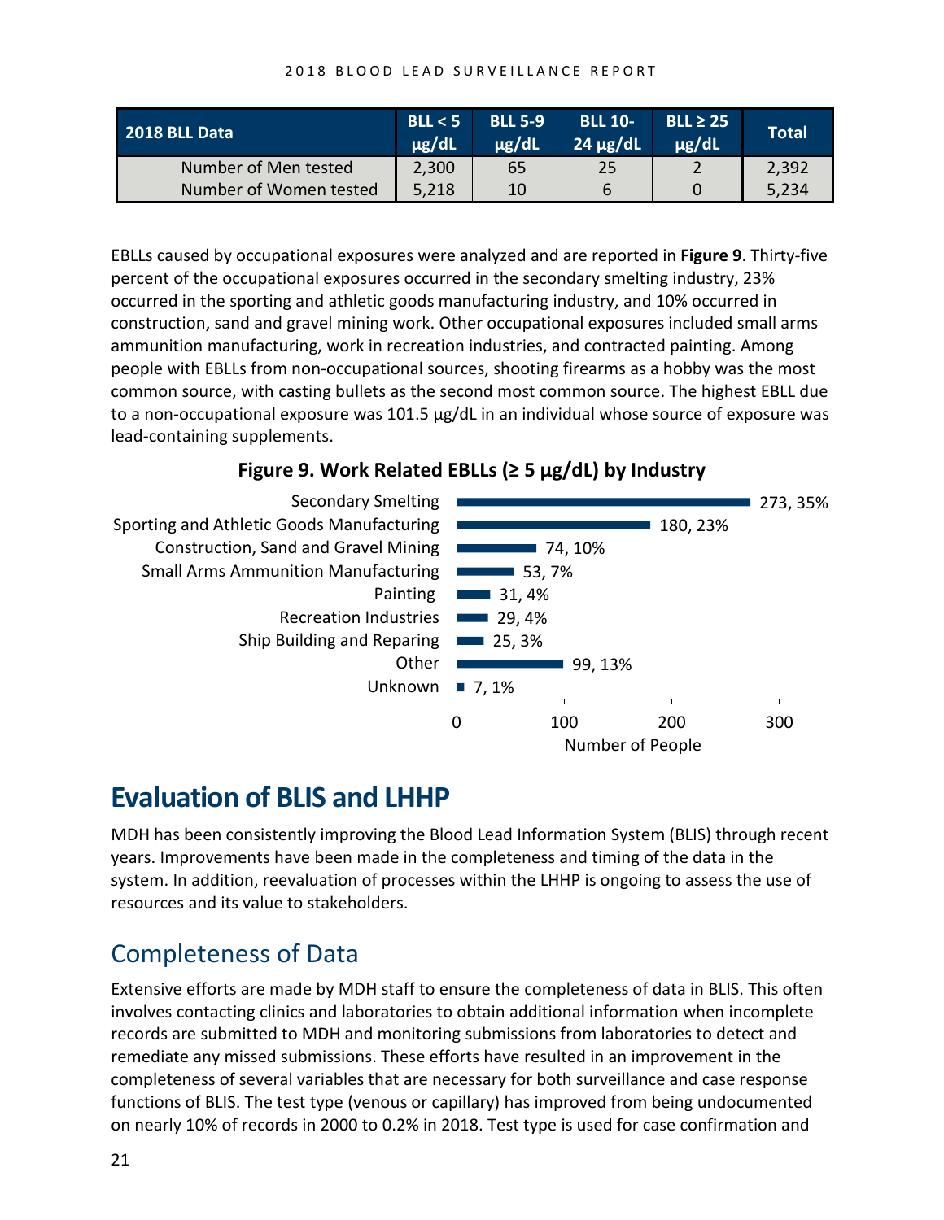| 2018 BLL Data | BLL < 5 µg/dL | BLL 5-9 µg/dL | BLL 10-24 µg/dL | BLL ≥ 25 µg/dL | Total |
|---|---|---|---|---|---|
| Number of Men tested | 2,300 | 65 | 25 | 2 | 2,392 |
| Number of Women tested | 5,218 | 10 | 6 | 0 | 5,234 |

EBLLs caused by occupational exposures were analyzed and are reported in **Figure 9**. Thirty-five percent of the occupational exposures occurred in the secondary smelting industry, 23% occurred in the sporting and athletic goods manufacturing industry, and 10% occurred in construction, sand and gravel mining work. Other occupational exposures included small arms ammunition manufacturing, work in recreation industries, and contracted painting. Among people with EBLLs from non-occupational sources, shooting firearms as a hobby was the most common source, with casting bullets as the second most common source. The highest EBLL due to a non-occupational exposure was 101.5 µg/dL in an individual whose source of exposure was lead-containing supplements.

**Figure 9. Work Related EBLLs (≥ 5 µg/dL) by Industry**

| Industry | Number of People, Percent |
|---|---|
| Secondary Smelting | 273, 35% |
| Sporting and Athletic Goods Manufacturing | 180, 23% |
| Construction, Sand and Gravel Mining | 74, 10% |
| Small Arms Ammunition Manufacturing | 53, 7% |
| Painting | 31, 4% |
| Recreation Industries | 29, 4% |
| Ship Building and Reparing | 25, 3% |
| Other | 99, 13% |
| Unknown | 7, 1% |

# Evaluation of BLIS and LHHP

MDH has been consistently improving the Blood Lead Information System (BLIS) through recent years. Improvements have been made in the completeness and timing of the data in the system. In addition, reevaluation of processes within the LHHP is ongoing to assess the use of resources and its value to stakeholders.

## Completeness of Data

Extensive efforts are made by MDH staff to ensure the completeness of data in BLIS. This often involves contacting clinics and laboratories to obtain additional information when incomplete records are submitted to MDH and monitoring submissions from laboratories to detect and remediate any missed submissions. These efforts have resulted in an improvement in the completeness of several variables that are necessary for both surveillance and case response functions of BLIS. The test type (venous or capillary) has improved from being undocumented on nearly 10% of records in 2000 to 0.2% in 2018. Test type is used for case confirmation and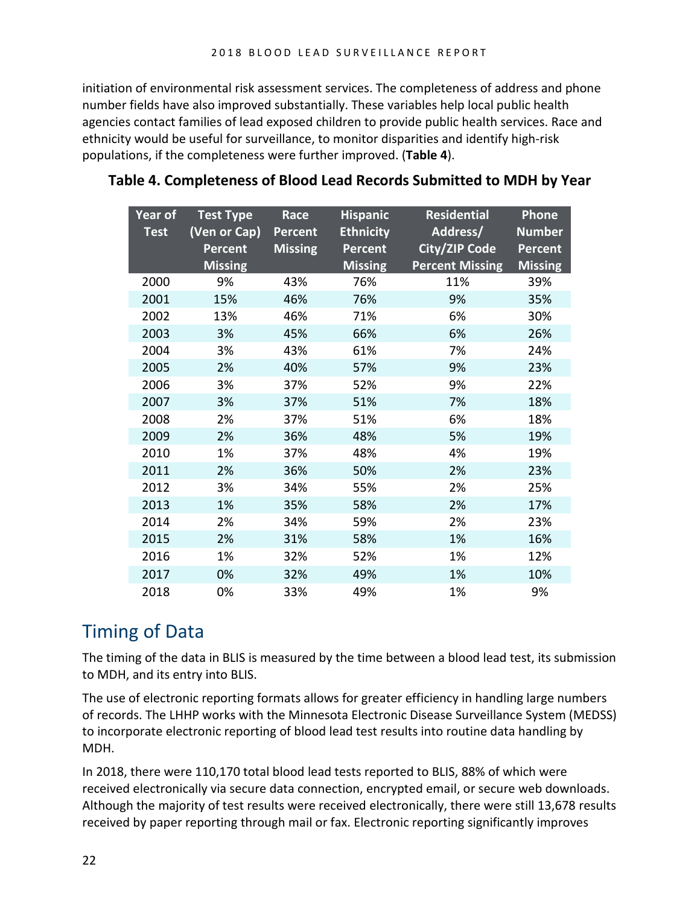initiation of environmental risk assessment services. The completeness of address and phone number fields have also improved substantially. These variables help local public health agencies contact families of lead exposed children to provide public health services. Race and ethnicity would be useful for surveillance, to monitor disparities and identify high-risk populations, if the completeness were further improved. (**Table 4**).

**Table 4. Completeness of Blood Lead Records Submitted to MDH by Year**

| Year of Test | Test Type (Ven or Cap) Percent Missing | Race Percent Missing | Hispanic Ethnicity Percent Missing | Residential Address/ City/ZIP Code Percent Missing | Phone Number Percent Missing |
|---|---|---|---|---|---|
| 2000 | 9% | 43% | 76% | 11% | 39% |
| 2001 | 15% | 46% | 76% | 9% | 35% |
| 2002 | 13% | 46% | 71% | 6% | 30% |
| 2003 | 3% | 45% | 66% | 6% | 26% |
| 2004 | 3% | 43% | 61% | 7% | 24% |
| 2005 | 2% | 40% | 57% | 9% | 23% |
| 2006 | 3% | 37% | 52% | 9% | 22% |
| 2007 | 3% | 37% | 51% | 7% | 18% |
| 2008 | 2% | 37% | 51% | 6% | 18% |
| 2009 | 2% | 36% | 48% | 5% | 19% |
| 2010 | 1% | 37% | 48% | 4% | 19% |
| 2011 | 2% | 36% | 50% | 2% | 23% |
| 2012 | 3% | 34% | 55% | 2% | 25% |
| 2013 | 1% | 35% | 58% | 2% | 17% |
| 2014 | 2% | 34% | 59% | 2% | 23% |
| 2015 | 2% | 31% | 58% | 1% | 16% |
| 2016 | 1% | 32% | 52% | 1% | 12% |
| 2017 | 0% | 32% | 49% | 1% | 10% |
| 2018 | 0% | 33% | 49% | 1% | 9% |

## Timing of Data

The timing of the data in BLIS is measured by the time between a blood lead test, its submission to MDH, and its entry into BLIS.

The use of electronic reporting formats allows for greater efficiency in handling large numbers of records. The LHHP works with the Minnesota Electronic Disease Surveillance System (MEDSS) to incorporate electronic reporting of blood lead test results into routine data handling by MDH.

In 2018, there were 110,170 total blood lead tests reported to BLIS, 88% of which were received electronically via secure data connection, encrypted email, or secure web downloads. Although the majority of test results were received electronically, there were still 13,678 results received by paper reporting through mail or fax. Electronic reporting significantly improves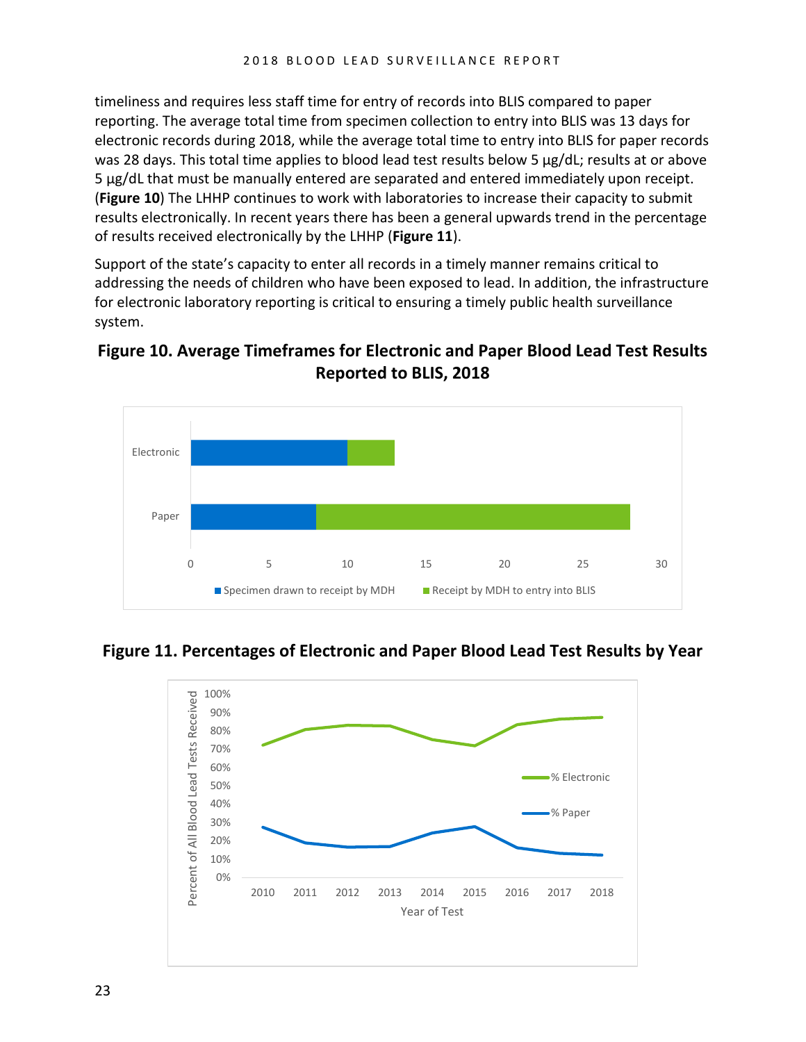timeliness and requires less staff time for entry of records into BLIS compared to paper reporting. The average total time from specimen collection to entry into BLIS was 13 days for electronic records during 2018, while the average total time to entry into BLIS for paper records was 28 days. This total time applies to blood lead test results below 5 µg/dL; results at or above 5 µg/dL that must be manually entered are separated and entered immediately upon receipt. (**Figure 10**) The LHHP continues to work with laboratories to increase their capacity to submit results electronically. In recent years there has been a general upwards trend in the percentage of results received electronically by the LHHP (**Figure 11**).

Support of the state's capacity to enter all records in a timely manner remains critical to addressing the needs of children who have been exposed to lead. In addition, the infrastructure for electronic laboratory reporting is critical to ensuring a timely public health surveillance system.

**Figure 10. Average Timeframes for Electronic and Paper Blood Lead Test Results Reported to BLIS, 2018**

**Figure 11. Percentages of Electronic and Paper Blood Lead Test Results by Year**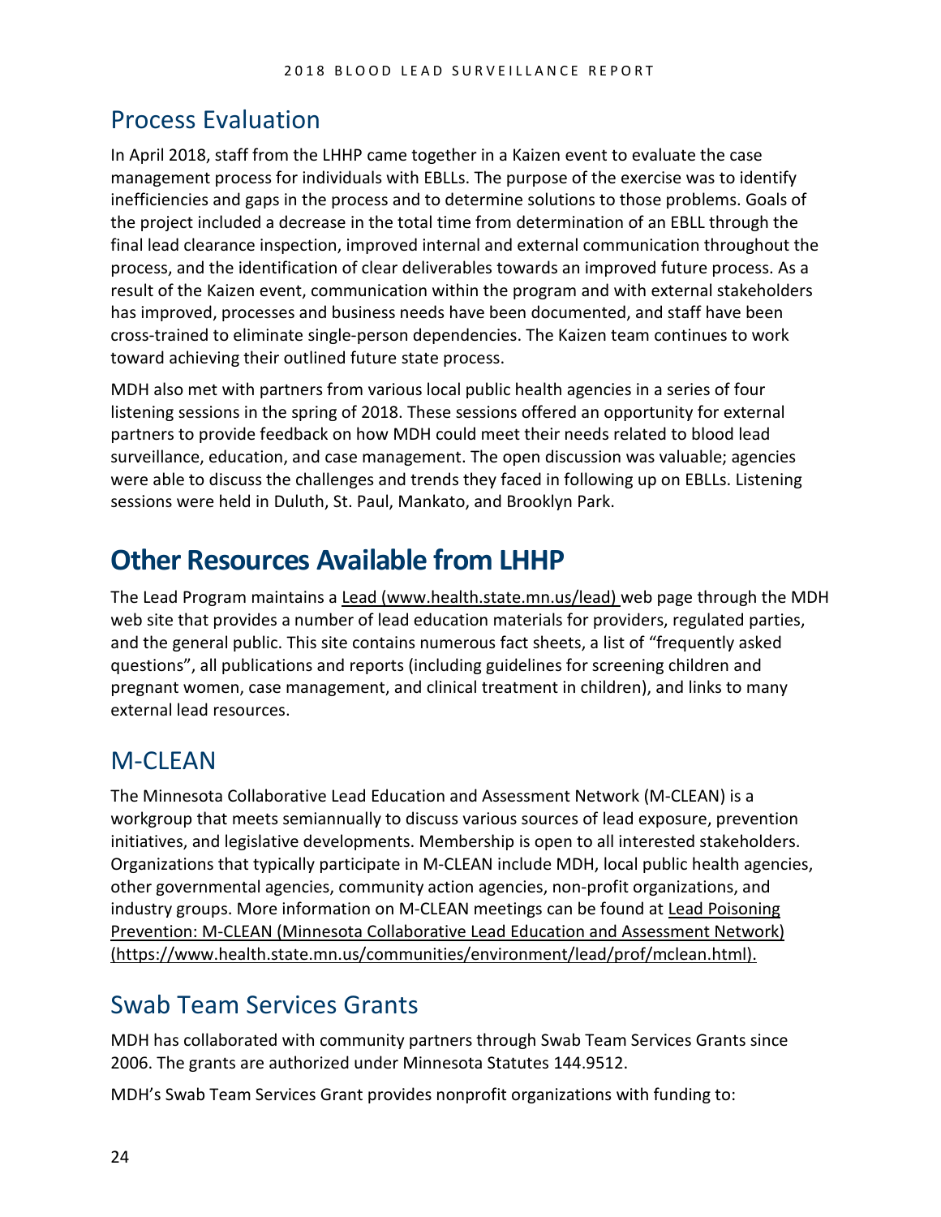## Process Evaluation

In April 2018, staff from the LHHP came together in a Kaizen event to evaluate the case management process for individuals with EBLLs. The purpose of the exercise was to identify inefficiencies and gaps in the process and to determine solutions to those problems. Goals of the project included a decrease in the total time from determination of an EBLL through the final lead clearance inspection, improved internal and external communication throughout the process, and the identification of clear deliverables towards an improved future process. As a result of the Kaizen event, communication within the program and with external stakeholders has improved, processes and business needs have been documented, and staff have been cross-trained to eliminate single-person dependencies. The Kaizen team continues to work toward achieving their outlined future state process.

MDH also met with partners from various local public health agencies in a series of four listening sessions in the spring of 2018. These sessions offered an opportunity for external partners to provide feedback on how MDH could meet their needs related to blood lead surveillance, education, and case management. The open discussion was valuable; agencies were able to discuss the challenges and trends they faced in following up on EBLLs. Listening sessions were held in Duluth, St. Paul, Mankato, and Brooklyn Park.

# Other Resources Available from LHHP

The Lead Program maintains a Lead (www.health.state.mn.us/lead) web page through the MDH web site that provides a number of lead education materials for providers, regulated parties, and the general public. This site contains numerous fact sheets, a list of "frequently asked questions", all publications and reports (including guidelines for screening children and pregnant women, case management, and clinical treatment in children), and links to many external lead resources.

## M-CLEAN

The Minnesota Collaborative Lead Education and Assessment Network (M-CLEAN) is a workgroup that meets semiannually to discuss various sources of lead exposure, prevention initiatives, and legislative developments. Membership is open to all interested stakeholders. Organizations that typically participate in M-CLEAN include MDH, local public health agencies, other governmental agencies, community action agencies, non-profit organizations, and industry groups. More information on M-CLEAN meetings can be found at Lead Poisoning Prevention: M-CLEAN (Minnesota Collaborative Lead Education and Assessment Network) (https://www.health.state.mn.us/communities/environment/lead/prof/mclean.html).

## Swab Team Services Grants

MDH has collaborated with community partners through Swab Team Services Grants since 2006. The grants are authorized under Minnesota Statutes 144.9512.

MDH's Swab Team Services Grant provides nonprofit organizations with funding to: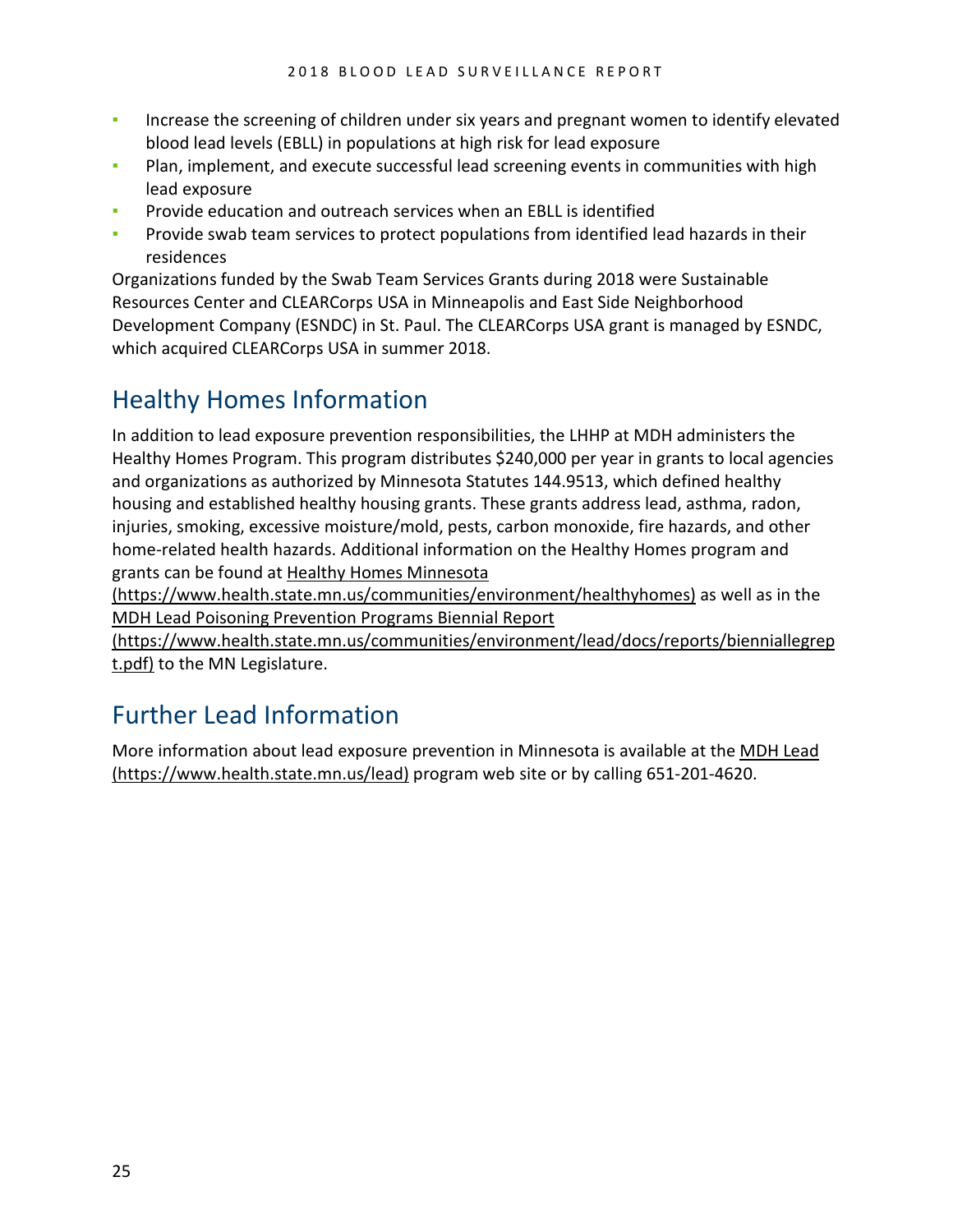- Increase the screening of children under six years and pregnant women to identify elevated blood lead levels (EBLL) in populations at high risk for lead exposure
- Plan, implement, and execute successful lead screening events in communities with high lead exposure
- Provide education and outreach services when an EBLL is identified
- Provide swab team services to protect populations from identified lead hazards in their residences

Organizations funded by the Swab Team Services Grants during 2018 were Sustainable Resources Center and CLEARCorps USA in Minneapolis and East Side Neighborhood Development Company (ESNDC) in St. Paul. The CLEARCorps USA grant is managed by ESNDC, which acquired CLEARCorps USA in summer 2018.

## Healthy Homes Information

In addition to lead exposure prevention responsibilities, the LHHP at MDH administers the Healthy Homes Program. This program distributes $240,000 per year in grants to local agencies and organizations as authorized by Minnesota Statutes 144.9513, which defined healthy housing and established healthy housing grants. These grants address lead, asthma, radon, injuries, smoking, excessive moisture/mold, pests, carbon monoxide, fire hazards, and other home-related health hazards. Additional information on the Healthy Homes program and grants can be found at Healthy Homes Minnesota (https://www.health.state.mn.us/communities/environment/healthyhomes) as well as in the MDH Lead Poisoning Prevention Programs Biennial Report (https://www.health.state.mn.us/communities/environment/lead/docs/reports/bienniallegrept.pdf) to the MN Legislature.

## Further Lead Information

More information about lead exposure prevention in Minnesota is available at the MDH Lead (https://www.health.state.mn.us/lead) program web site or by calling 651-201-4620.